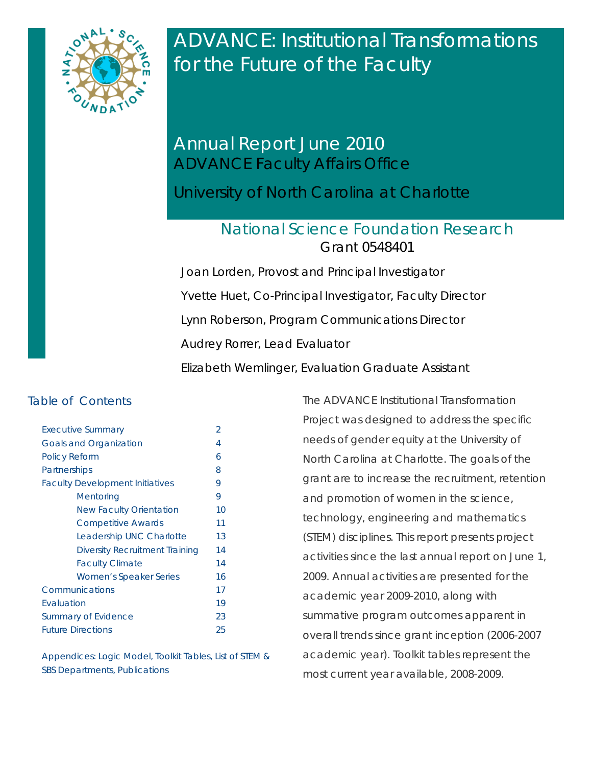# ADVANCE: Institutional Transformations for the Future of the Faculty

## Annual Report June 2010

ADVANCE Faculty Affairs Office

University of North Carolina at Charlotte

### National Science Foundation Research Grant 0548401

Joan Lorden, Provost and Principal Investigator

Yvette Huet, Co-Principal Investigator, Faculty Director

Lynn Roberson, Program Communications Director

Audrey Rorrer, Lead Evaluator

Elizabeth Wemlinger, Evaluation Graduate Assistant

## Table of Contents

| Section | Page |
|---|---|
| Executive Summary | 2 |
| Goals and Organization | 4 |
| Policy Reform | 6 |
| Partnerships | 8 |
| Faculty Development Initiatives | 9 |
| Mentoring | 9 |
| New Faculty Orientation | 10 |
| Competitive Awards | 11 |
| Leadership UNC Charlotte | 13 |
| Diversity Recruitment Training | 14 |
| Faculty Climate | 14 |
| Women's Speaker Series | 16 |
| Communications | 17 |
| Evaluation | 19 |
| Summary of Evidence | 23 |
| Future Directions | 25 |

Appendices: Logic Model, Toolkit Tables, List of STEM & SBS Departments, Publications

The ADVANCE Institutional Transformation Project was designed to address the specific needs of gender equity at the University of North Carolina at Charlotte. The goals of the grant are to increase the recruitment, retention and promotion of women in the science, technology, engineering and mathematics (STEM) disciplines. This report presents project activities since the last annual report on June 1, 2009. Annual activities are presented for the academic year 2009-2010, along with summative program outcomes apparent in overall trends since grant inception (2006-2007 academic year). Toolkit tables represent the most current year available, 2008-2009.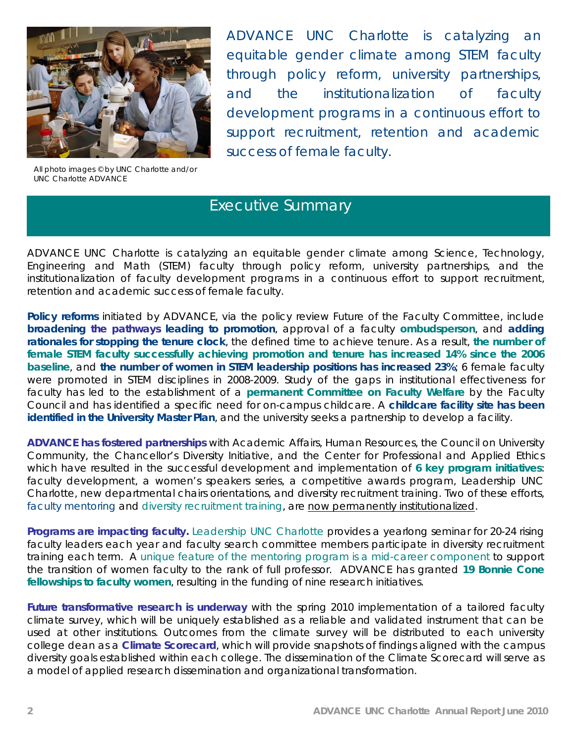ADVANCE UNC Charlotte is catalyzing an equitable gender climate among STEM faculty through policy reform, university partnerships, and the institutionalization of faculty development programs in a continuous effort to support recruitment, retention and academic success of female faculty.

All photo images © by UNC Charlotte and/or UNC Charlotte ADVANCE

## Executive Summary

ADVANCE UNC Charlotte is catalyzing an equitable gender climate among Science, Technology, Engineering and Math (STEM) faculty through policy reform, university partnerships, and the institutionalization of faculty development programs in a continuous effort to support recruitment, retention and academic success of female faculty.

**Policy reforms** initiated by ADVANCE, via the policy review Future of the Faculty Committee, include **broadening the pathways leading to promotion**, approval of a faculty **ombudsperson**, and **adding rationales for stopping the tenure clock**, the defined time to achieve tenure. As a result, **the number of female STEM faculty successfully achieving promotion and tenure has increased 14% since the 2006 baseline**, and **the number of women in STEM leadership positions has increased 23%**; 6 female faculty were promoted in STEM disciplines in 2008-2009. Study of the gaps in institutional effectiveness for faculty has led to the establishment of a **permanent Committee on Faculty Welfare** by the Faculty Council and has identified a specific need for on-campus childcare. A **childcare facility site has been identified in the University Master Plan**, and the university seeks a partnership to develop a facility.

**ADVANCE has fostered partnerships** with Academic Affairs, Human Resources, the Council on University Community, the Chancellor's Diversity Initiative, and the Center for Professional and Applied Ethics which have resulted in the successful development and implementation of **6 key program initiatives**: faculty development, a women's speakers series, a competitive awards program, Leadership UNC Charlotte, new departmental chairs orientations, and diversity recruitment training. Two of these efforts, faculty mentoring and diversity recruitment training, are now permanently institutionalized.

**Programs are impacting faculty.** Leadership UNC Charlotte provides a yearlong seminar for 20-24 rising faculty leaders each year and faculty search committee members participate in diversity recruitment training each term. A unique feature of the mentoring program is a mid-career component to support the transition of women faculty to the rank of full professor. ADVANCE has granted **19 Bonnie Cone fellowships to faculty women**, resulting in the funding of nine research initiatives.

**Future transformative research is underway** with the spring 2010 implementation of a tailored faculty climate survey, which will be uniquely established as a reliable and validated instrument that can be used at other institutions. Outcomes from the climate survey will be distributed to each university college dean as a **Climate Scorecard**, which will provide snapshots of findings aligned with the campus diversity goals established within each college. The dissemination of the Climate Scorecard will serve as a model of applied research dissemination and organizational transformation.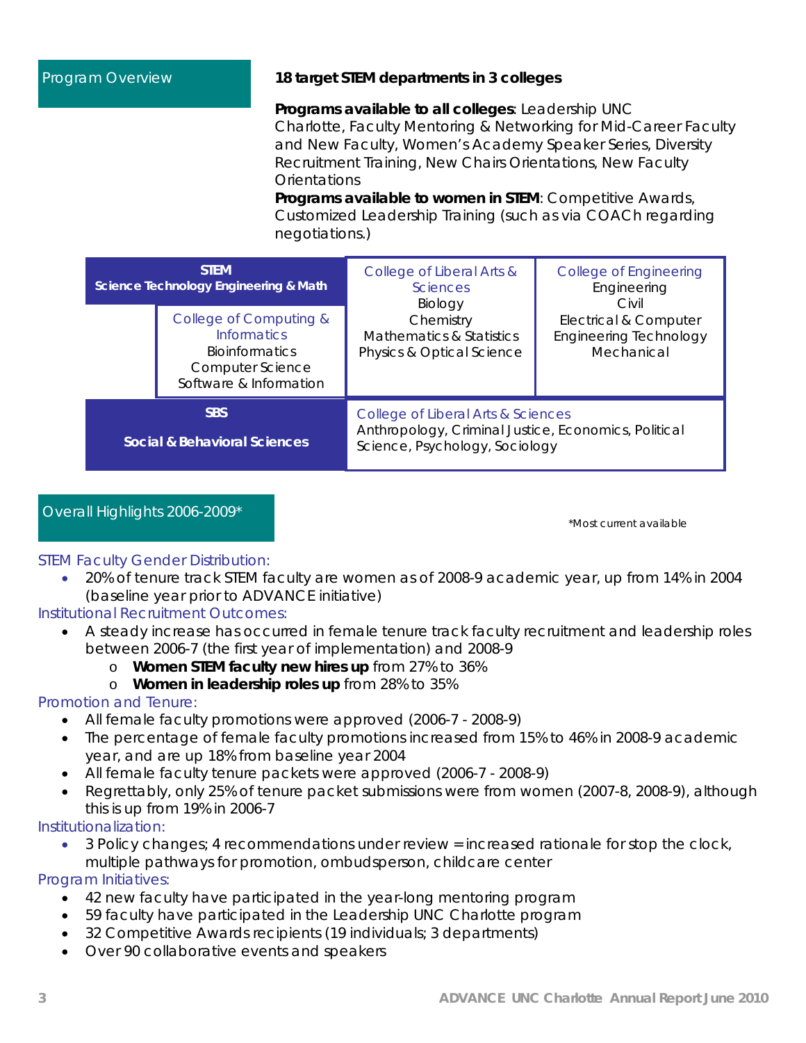## Program Overview

**18 target STEM departments in 3 colleges**

**Programs available to all colleges**: Leadership UNC Charlotte, Faculty Mentoring & Networking for Mid-Career Faculty and New Faculty, Women's Academy Speaker Series, Diversity Recruitment Training, New Chairs Orientations, New Faculty Orientations

**Programs available to women in STEM**: Competitive Awards, Customized Leadership Training (such as via COACh regarding negotiations.)

| | | | |
|---|---|---|---|
| **STEM** Science Technology Engineering & Math | College of Computing & Informatics: Bioinformatics, Computer Science, Software & Information | College of Liberal Arts & Sciences: Biology, Chemistry, Mathematics & Statistics, Physics & Optical Science | College of Engineering: Engineering, Civil, Electrical & Computer, Engineering Technology, Mechanical |
| **SBS** Social & Behavioral Sciences | College of Liberal Arts & Sciences: Anthropology, Criminal Justice, Economics, Political Science, Psychology, Sociology | | |

## Overall Highlights 2006-2009*

*Most current available

### STEM Faculty Gender Distribution:

- 20% of tenure track STEM faculty are women as of 2008-9 academic year, up from 14% in 2004 (baseline year prior to ADVANCE initiative)

### Institutional Recruitment Outcomes:

- A steady increase has occurred in female tenure track faculty recruitment and leadership roles between 2006-7 (the first year of implementation) and 2008-9
  - **Women STEM faculty new hires up** from 27% to 36%
  - **Women in leadership roles up** from 28% to 35%

### Promotion and Tenure:

- All female faculty promotions were approved (2006-7 - 2008-9)
- The percentage of female faculty promotions increased from 15% to 46% in 2008-9 academic year, and are up 18% from baseline year 2004
- All female faculty tenure packets were approved (2006-7 - 2008-9)
- Regrettably, only 25% of tenure packet submissions were from women (2007-8, 2008-9), although this is up from 19% in 2006-7

### Institutionalization:

- 3 Policy changes; 4 recommendations under review = increased rationale for stop the clock, multiple pathways for promotion, ombudsperson, childcare center

### Program Initiatives:

- 42 new faculty have participated in the year-long mentoring program
- 59 faculty have participated in the Leadership UNC Charlotte program
- 32 Competitive Awards recipients (19 individuals; 3 departments)
- Over 90 collaborative events and speakers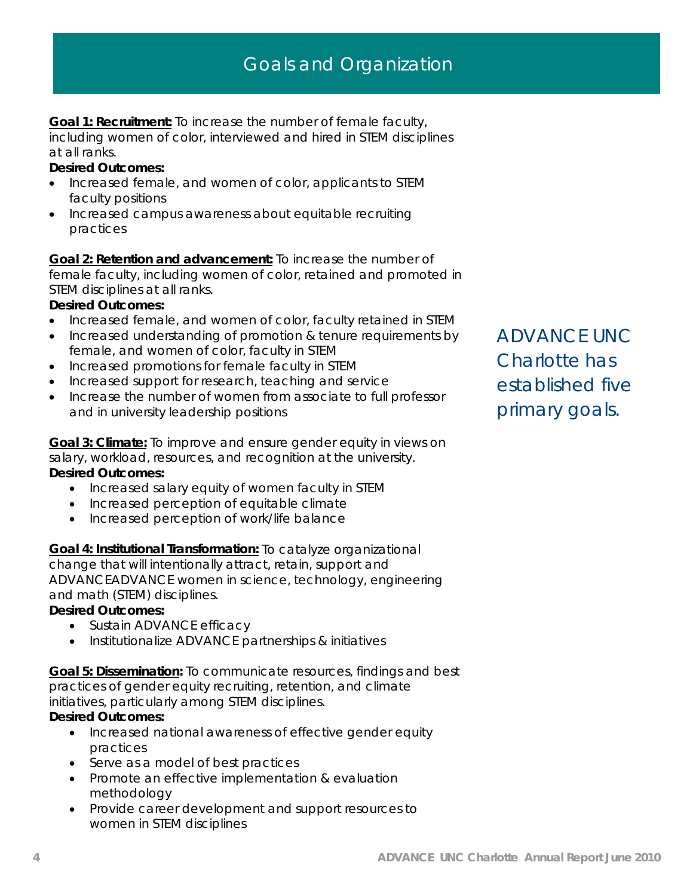# Goals and Organization

**Goal 1: Recruitment:** To increase the number of female faculty, including women of color, interviewed and hired in STEM disciplines at all ranks.

**Desired Outcomes:**

- Increased female, and women of color, applicants to STEM faculty positions
- Increased campus awareness about equitable recruiting practices

**Goal 2: Retention and advancement:** To increase the number of female faculty, including women of color, retained and promoted in STEM disciplines at all ranks.

**Desired Outcomes:**

- Increased female, and women of color, faculty retained in STEM
- Increased understanding of promotion & tenure requirements by female, and women of color, faculty in STEM
- Increased promotions for female faculty in STEM
- Increased support for research, teaching and service
- Increase the number of women from associate to full professor and in university leadership positions

*ADVANCE UNC Charlotte has established five primary goals.*

**Goal 3: Climate:** To improve and ensure gender equity in views on salary, workload, resources, and recognition at the university.

**Desired Outcomes:**

- Increased salary equity of women faculty in STEM
- Increased perception of equitable climate
- Increased perception of work/life balance

**Goal 4: Institutional Transformation:** To catalyze organizational change that will intentionally attract, retain, support and ADVANCEADVANCE women in science, technology, engineering and math (STEM) disciplines.

**Desired Outcomes:**

- Sustain ADVANCE efficacy
- Institutionalize ADVANCE partnerships & initiatives

**Goal 5: Dissemination:** To communicate resources, findings and best practices of gender equity recruiting, retention, and climate initiatives, particularly among STEM disciplines.

**Desired Outcomes:**

- Increased national awareness of effective gender equity practices
- Serve as a model of best practices
- Promote an effective implementation & evaluation methodology
- Provide career development and support resources to women in STEM disciplines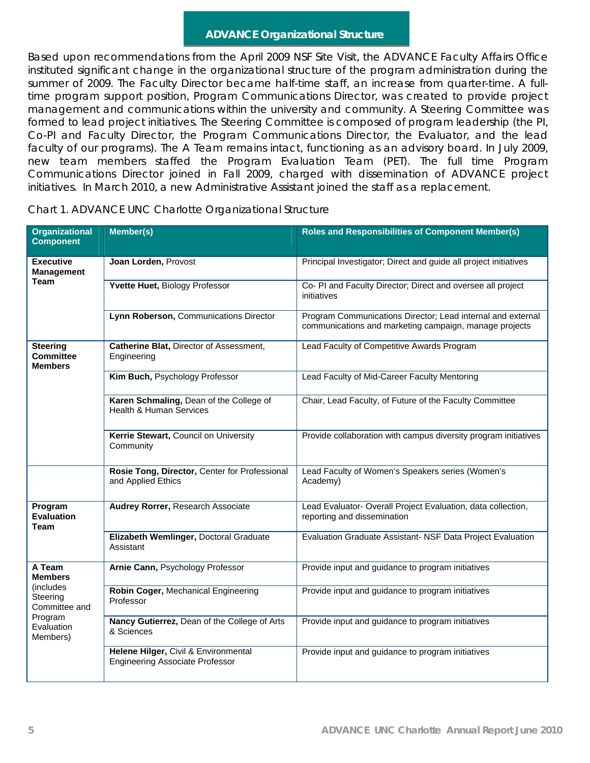## ADVANCE Organizational Structure

Based upon recommendations from the April 2009 NSF Site Visit, the ADVANCE Faculty Affairs Office instituted significant change in the organizational structure of the program administration during the summer of 2009. The Faculty Director became half-time staff, an increase from quarter-time. A full-time program support position, Program Communications Director, was created to provide project management and communications within the university and community. A Steering Committee was formed to lead project initiatives. The Steering Committee is composed of program leadership (the PI, Co-PI and Faculty Director, the Program Communications Director, the Evaluator, and the lead faculty of our programs). The A Team remains intact, functioning as an advisory board. In July 2009, new team members staffed the Program Evaluation Team (PET). The full time Program Communications Director joined in Fall 2009, charged with dissemination of ADVANCE project initiatives. In March 2010, a new Administrative Assistant joined the staff as a replacement.

Chart 1. ADVANCE UNC Charlotte Organizational Structure

| Organizational Component | Member(s) | Roles and Responsibilities of Component Member(s) |
|---|---|---|
| **Executive Management Team** | **Joan Lorden,** Provost | Principal Investigator; Direct and guide all project initiatives |
| | **Yvette Huet,** Biology Professor | Co- PI and Faculty Director; Direct and oversee all project initiatives |
| | **Lynn Roberson,** Communications Director | Program Communications Director; Lead internal and external communications and marketing campaign, manage projects |
| **Steering Committee Members** | **Catherine Blat,** Director of Assessment, Engineering | Lead Faculty of Competitive Awards Program |
| | **Kim Buch,** Psychology Professor | Lead Faculty of Mid-Career Faculty Mentoring |
| | **Karen Schmaling,** Dean of the College of Health & Human Services | Chair, Lead Faculty, of Future of the Faculty Committee |
| | **Kerrie Stewart,** Council on University Community | Provide collaboration with campus diversity program initiatives |
| | **Rosie Tong, Director,** Center for Professional and Applied Ethics | Lead Faculty of Women's Speakers series (Women's Academy) |
| **Program Evaluation Team** | **Audrey Rorrer,** Research Associate | Lead Evaluator- Overall Project Evaluation, data collection, reporting and dissemination |
| | **Elizabeth Wemlinger,** Doctoral Graduate Assistant | Evaluation Graduate Assistant- NSF Data Project Evaluation |
| **A Team Members** (includes Steering Committee and Program Evaluation Members) | **Arnie Cann,** Psychology Professor | Provide input and guidance to program initiatives |
| | **Robin Coger,** Mechanical Engineering Professor | Provide input and guidance to program initiatives |
| | **Nancy Gutierrez,** Dean of the College of Arts & Sciences | Provide input and guidance to program initiatives |
| | **Helene Hilger,** Civil & Environmental Engineering Associate Professor | Provide input and guidance to program initiatives |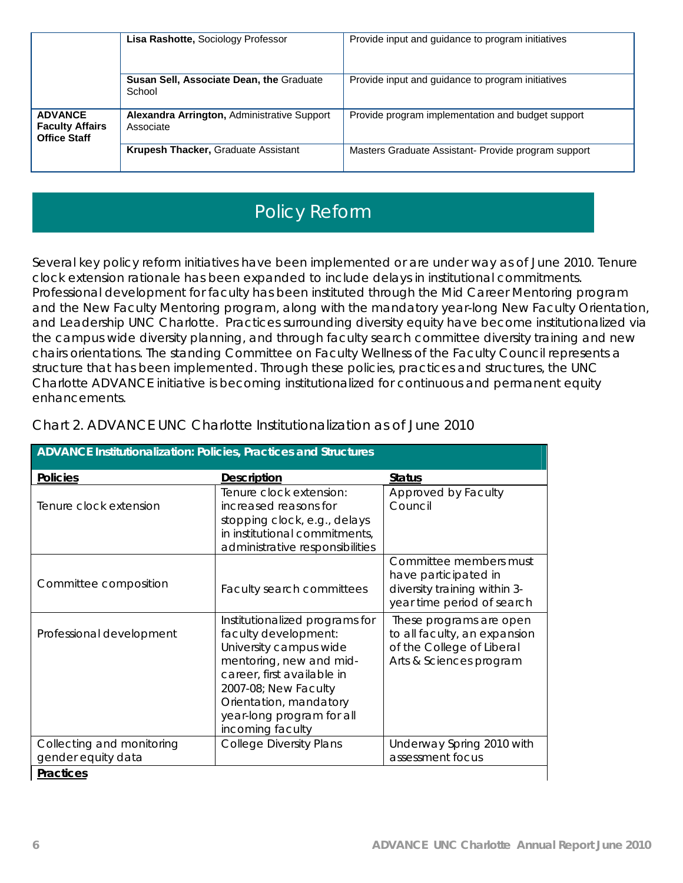| | | |
|---|---|---|
| | **Lisa Rashotte,** Sociology Professor | Provide input and guidance to program initiatives |
| | **Susan Sell, Associate Dean, the** Graduate School | Provide input and guidance to program initiatives |
| **ADVANCE Faculty Affairs Office Staff** | **Alexandra Arrington,** Administrative Support Associate | Provide program implementation and budget support |
| | **Krupesh Thacker,** Graduate Assistant | Masters Graduate Assistant- Provide program support |

# Policy Reform

Several key policy reform initiatives have been implemented or are under way as of June 2010. Tenure clock extension rationale has been expanded to include delays in institutional commitments. Professional development for faculty has been instituted through the Mid Career Mentoring program and the New Faculty Mentoring program, along with the mandatory year-long New Faculty Orientation, and Leadership UNC Charlotte. Practices surrounding diversity equity have become institutionalized via the campus wide diversity planning, and through faculty search committee diversity training and new chairs orientations. The standing Committee on Faculty Wellness of the Faculty Council represents a structure that has been implemented. Through these policies, practices and structures, the UNC Charlotte ADVANCE initiative is becoming institutionalized for continuous and permanent equity enhancements.

Chart 2. ADVANCE UNC Charlotte Institutionalization as of June 2010

| **ADVANCE Institutionalization: Policies, Practices and Structures** | | |
|---|---|---|
| **Policies** | **Description** | **Status** |
| Tenure clock extension | Tenure clock extension: increased reasons for stopping clock, e.g., delays in institutional commitments, administrative responsibilities | Approved by Faculty Council |
| Committee composition | Faculty search committees | Committee members must have participated in diversity training within 3-year time period of search |
| Professional development | Institutionalized programs for faculty development: University campus wide mentoring, new and mid-career, first available in 2007-08; New Faculty Orientation, mandatory year-long program for all incoming faculty | These programs are open to all faculty, an expansion of the College of Liberal Arts & Sciences program |
| Collecting and monitoring gender equity data | College Diversity Plans | Underway Spring 2010 with assessment focus |
| **Practices** | | |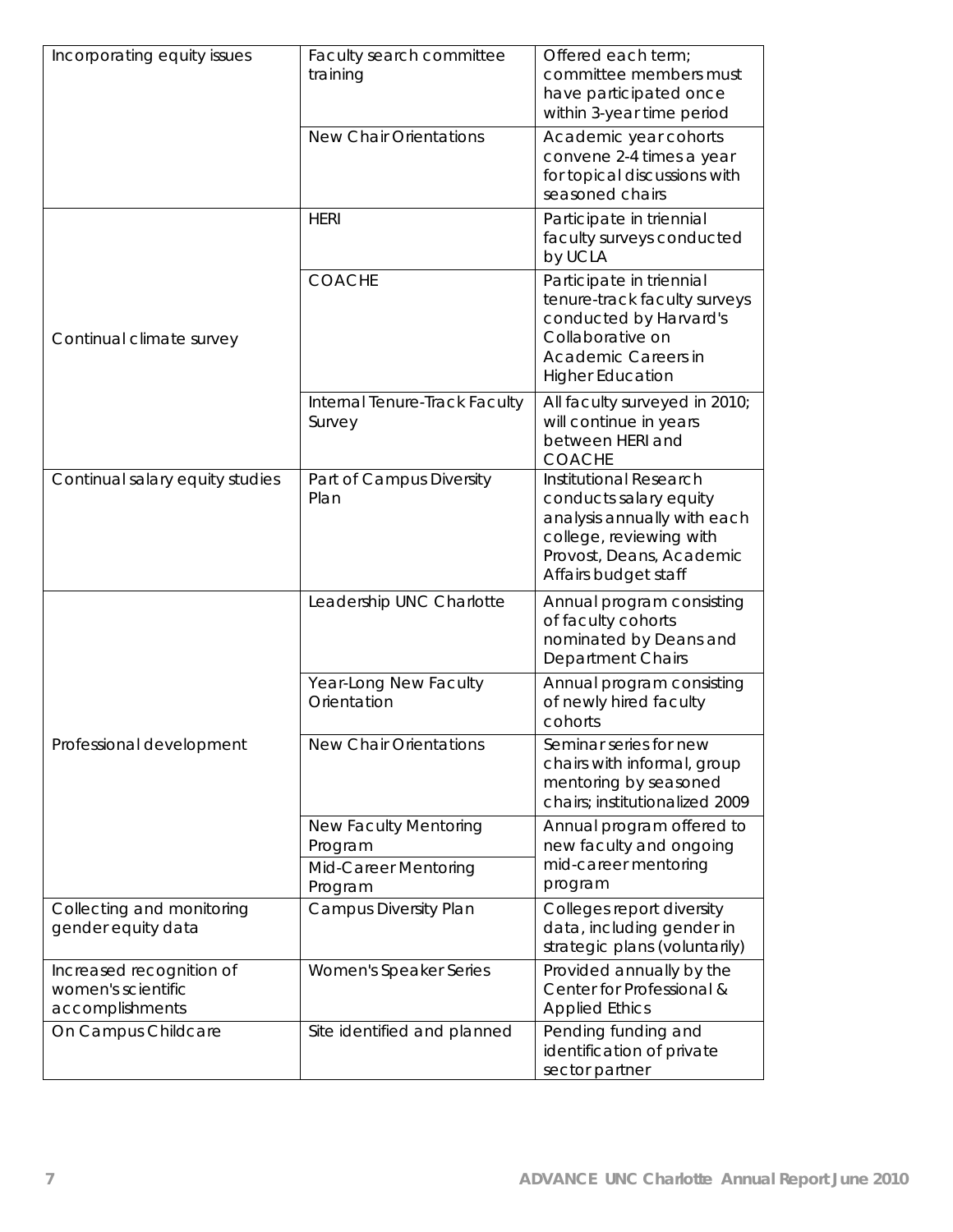| Incorporating equity issues | Faculty search committee training | Offered each term; committee members must have participated once within 3-year time period |
|---|---|---|
| | New Chair Orientations | Academic year cohorts convene 2-4 times a year for topical discussions with seasoned chairs |
| Continual climate survey | HERI | Participate in triennial faculty surveys conducted by UCLA |
| | COACHE | Participate in triennial tenure-track faculty surveys conducted by Harvard's Collaborative on Academic Careers in Higher Education |
| | Internal Tenure-Track Faculty Survey | All faculty surveyed in 2010; will continue in years between HERI and COACHE |
| Continual salary equity studies | Part of Campus Diversity Plan | Institutional Research conducts salary equity analysis annually with each college, reviewing with Provost, Deans, Academic Affairs budget staff |
| Professional development | Leadership UNC Charlotte | Annual program consisting of faculty cohorts nominated by Deans and Department Chairs |
| | Year-Long New Faculty Orientation | Annual program consisting of newly hired faculty cohorts |
| | New Chair Orientations | Seminar series for new chairs with informal, group mentoring by seasoned chairs; institutionalized 2009 |
| | New Faculty Mentoring Program | Annual program offered to new faculty and ongoing mid-career mentoring program |
| | Mid-Career Mentoring Program | |
| Collecting and monitoring gender equity data | Campus Diversity Plan | Colleges report diversity data, including gender in strategic plans (voluntarily) |
| Increased recognition of women's scientific accomplishments | Women's Speaker Series | Provided annually by the Center for Professional & Applied Ethics |
| On Campus Childcare | Site identified and planned | Pending funding and identification of private sector partner |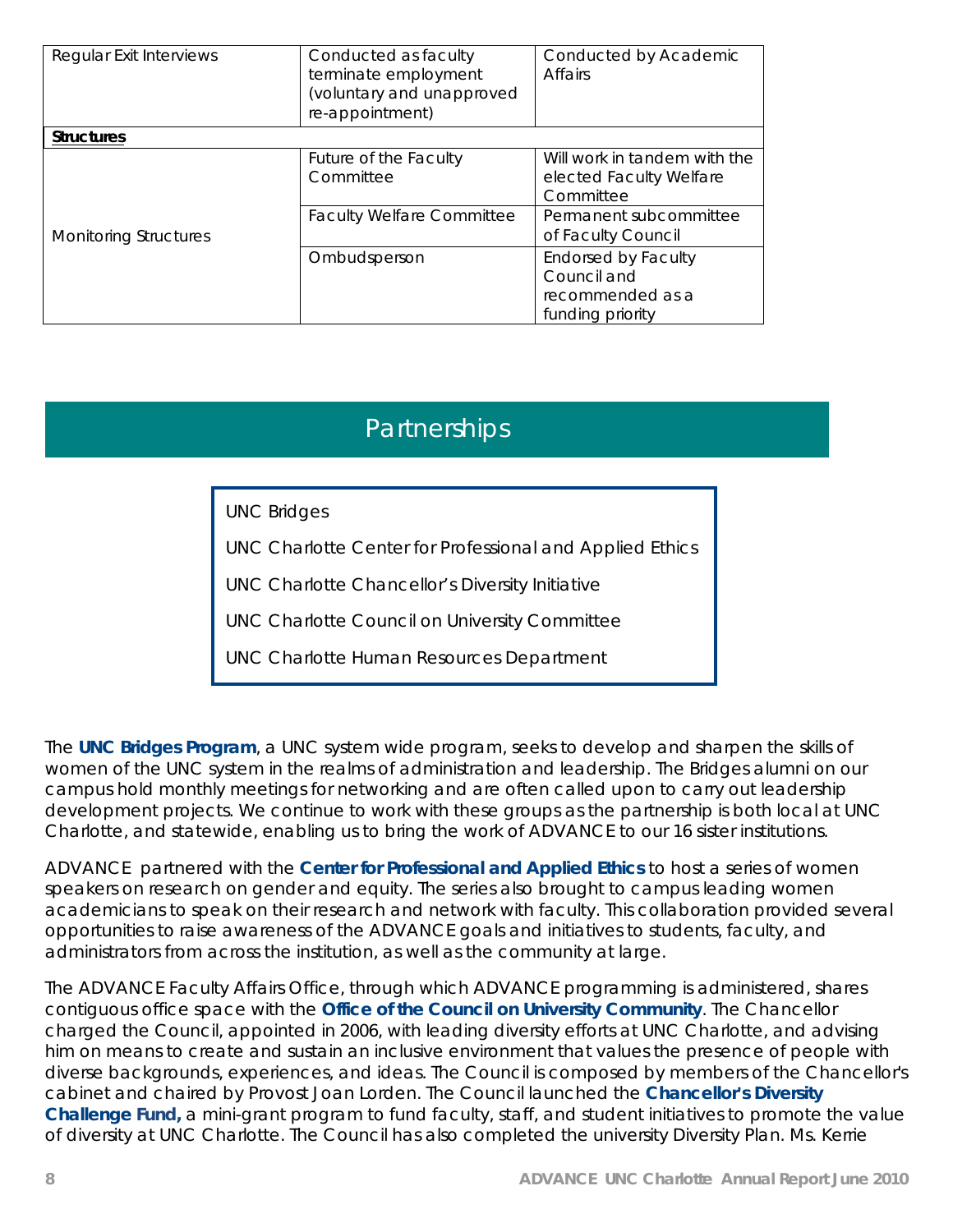| | | |
|---|---|---|
| Regular Exit Interviews | Conducted as faculty terminate employment (voluntary and unapproved re-appointment) | Conducted by Academic Affairs |
| **Structures** | | |
| Monitoring Structures | Future of the Faculty Committee | Will work in tandem with the elected Faculty Welfare Committee |
| | Faculty Welfare Committee | Permanent subcommittee of Faculty Council |
| | Ombudsperson | Endorsed by Faculty Council and recommended as a funding priority |

# Partnerships

UNC Bridges

UNC Charlotte Center for Professional and Applied Ethics

UNC Charlotte Chancellor's Diversity Initiative

UNC Charlotte Council on University Committee

UNC Charlotte Human Resources Department

The **UNC Bridges Program**, a UNC system wide program, seeks to develop and sharpen the skills of women of the UNC system in the realms of administration and leadership. The Bridges alumni on our campus hold monthly meetings for networking and are often called upon to carry out leadership development projects. We continue to work with these groups as the partnership is both local at UNC Charlotte, and statewide, enabling us to bring the work of ADVANCE to our 16 sister institutions.

ADVANCE partnered with the **Center for Professional and Applied Ethics** to host a series of women speakers on research on gender and equity. The series also brought to campus leading women academicians to speak on their research and network with faculty. This collaboration provided several opportunities to raise awareness of the ADVANCE goals and initiatives to students, faculty, and administrators from across the institution, as well as the community at large.

The ADVANCE Faculty Affairs Office, through which ADVANCE programming is administered, shares contiguous office space with the **Office of the Council on University Community**. The Chancellor charged the Council, appointed in 2006, with leading diversity efforts at UNC Charlotte, and advising him on means to create and sustain an inclusive environment that values the presence of people with diverse backgrounds, experiences, and ideas. The Council is composed by members of the Chancellor's cabinet and chaired by Provost Joan Lorden. The Council launched the **Chancellor's Diversity Challenge Fund,** a mini-grant program to fund faculty, staff, and student initiatives to promote the value of diversity at UNC Charlotte. The Council has also completed the university Diversity Plan. Ms. Kerrie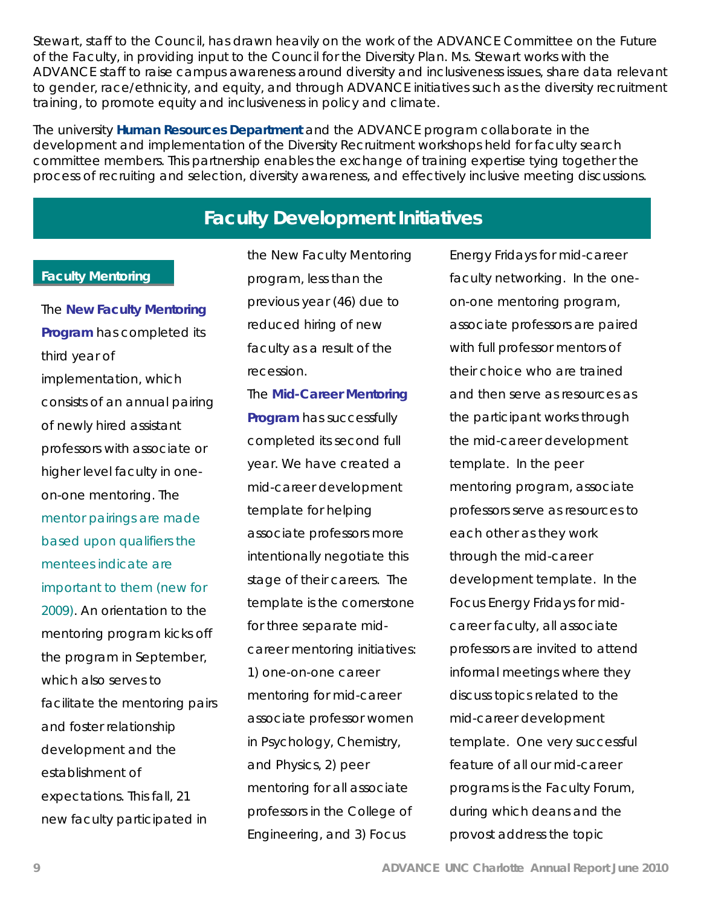Stewart, staff to the Council, has drawn heavily on the work of the ADVANCE Committee on the Future of the Faculty, in providing input to the Council for the Diversity Plan. Ms. Stewart works with the ADVANCE staff to raise campus awareness around diversity and inclusiveness issues, share data relevant to gender, race/ethnicity, and equity, and through ADVANCE initiatives such as the diversity recruitment training, to promote equity and inclusiveness in policy and climate.

The university **Human Resources Department** and the ADVANCE program collaborate in the development and implementation of the Diversity Recruitment workshops held for faculty search committee members. This partnership enables the exchange of training expertise tying together the process of recruiting and selection, diversity awareness, and effectively inclusive meeting discussions.

## Faculty Development Initiatives

### Faculty Mentoring

The **New Faculty Mentoring Program** has completed its third year of implementation, which consists of an annual pairing of newly hired assistant professors with associate or higher level faculty in one-on-one mentoring. The mentor pairings are made based upon qualifiers the mentees indicate are important to them (new for 2009). An orientation to the mentoring program kicks off the program in September, which also serves to facilitate the mentoring pairs and foster relationship development and the establishment of expectations. This fall, 21 new faculty participated in the New Faculty Mentoring program, less than the previous year (46) due to reduced hiring of new faculty as a result of the recession.

The **Mid-Career Mentoring Program** has successfully completed its second full year. We have created a mid-career development template for helping associate professors more intentionally negotiate this stage of their careers. The template is the cornerstone for three separate mid-career mentoring initiatives: 1) one-on-one career mentoring for mid-career associate professor women in Psychology, Chemistry, and Physics, 2) peer mentoring for all associate professors in the College of Engineering, and 3) Focus Energy Fridays for mid-career faculty networking. In the one-on-one mentoring program, associate professors are paired with full professor mentors of their choice who are trained and then serve as resources as the participant works through the mid-career development template. In the peer mentoring program, associate professors serve as resources to each other as they work through the mid-career development template. In the Focus Energy Fridays for mid-career faculty, all associate professors are invited to attend informal meetings where they discuss topics related to the mid-career development template. One very successful feature of all our mid-career programs is the Faculty Forum, during which deans and the provost address the topic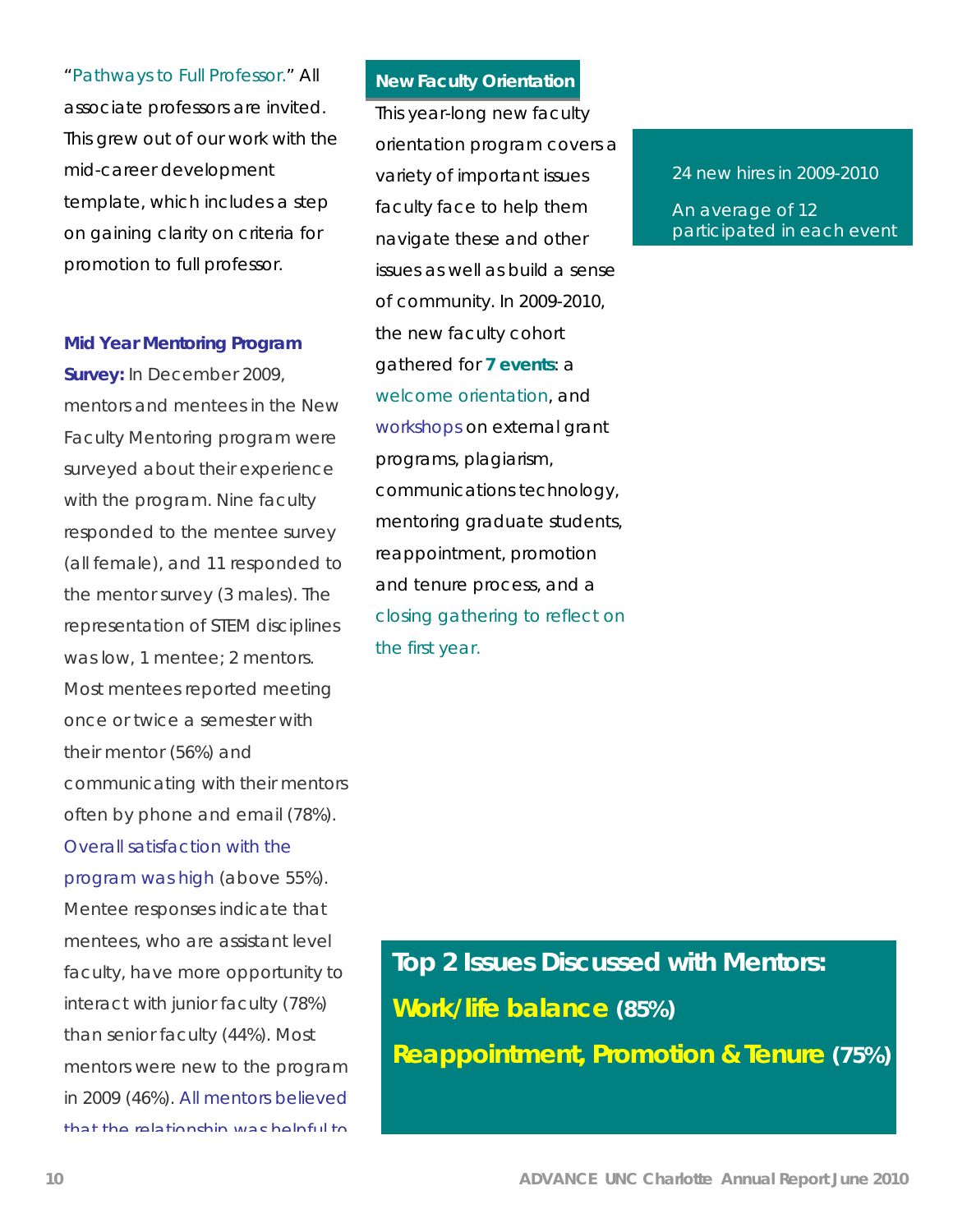"Pathways to Full Professor." All associate professors are invited. This grew out of our work with the mid-career development template, which includes a step on gaining clarity on criteria for promotion to full professor.

**Mid Year Mentoring Program Survey:** In December 2009, mentors and mentees in the New Faculty Mentoring program were surveyed about their experience with the program. Nine faculty responded to the mentee survey (all female), and 11 responded to the mentor survey (3 males). The representation of STEM disciplines was low, 1 mentee; 2 mentors. Most mentees reported meeting once or twice a semester with their mentor (56%) and communicating with their mentors often by phone and email (78%). Overall satisfaction with the program was high (above 55%). Mentee responses indicate that mentees, who are assistant level faculty, have more opportunity to interact with junior faculty (78%) than senior faculty (44%). Most mentors were new to the program in 2009 (46%). All mentors believed that the relationship was helpful to

### New Faculty Orientation

This year-long new faculty orientation program covers a variety of important issues faculty face to help them navigate these and other issues as well as build a sense of community. In 2009-2010, the new faculty cohort gathered for **7 events**: a welcome orientation, and workshops on external grant programs, plagiarism, communications technology, mentoring graduate students, reappointment, promotion and tenure process, and a closing gathering to reflect on the first year.

24 new hires in 2009-2010

An average of 12 participated in each event

**Top 2 Issues Discussed with Mentors:**

**Work/life balance (85%)**

**Reappointment, Promotion & Tenure (75%)**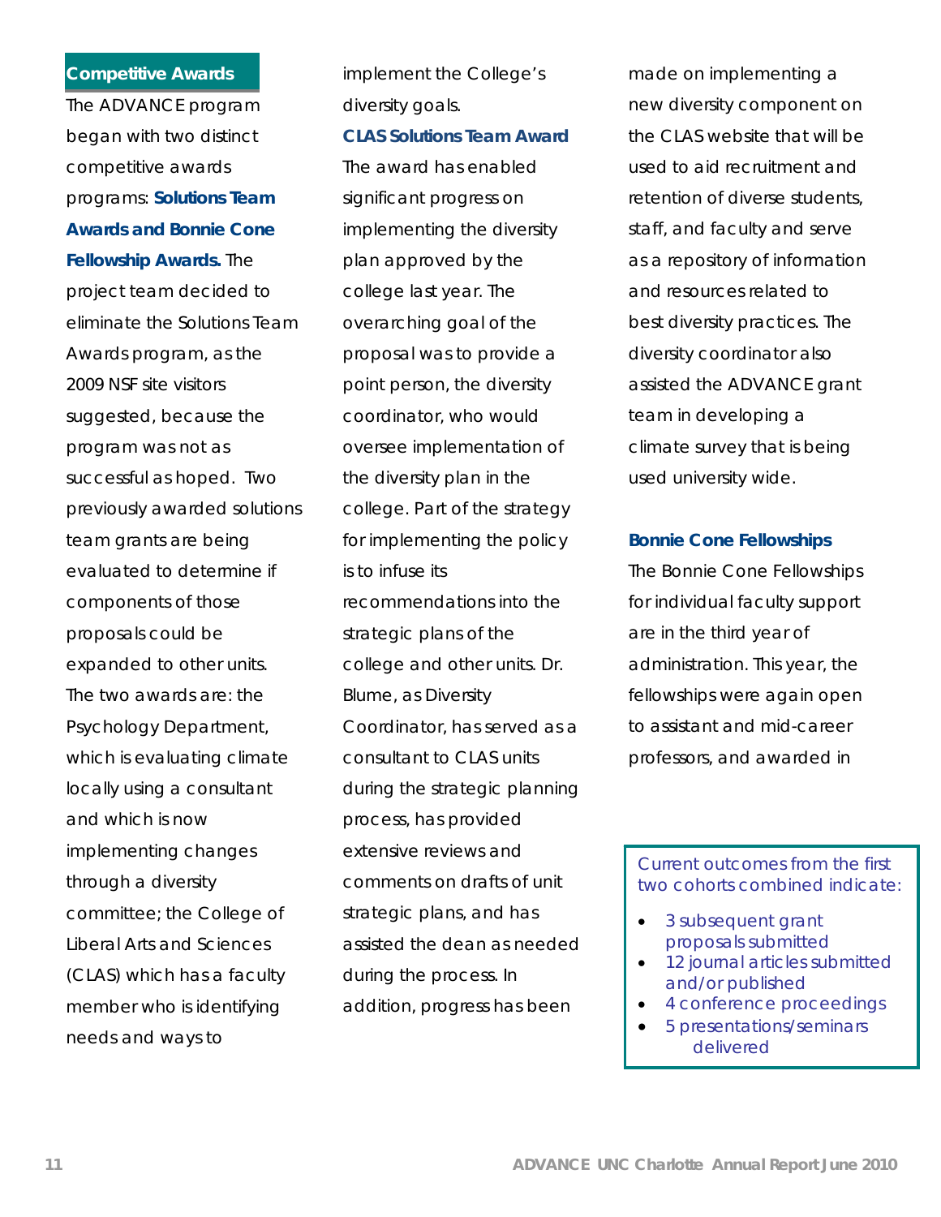## Competitive Awards

The ADVANCE program began with two distinct competitive awards programs: **Solutions Team Awards and Bonnie Cone Fellowship Awards.** The project team decided to eliminate the Solutions Team Awards program, as the 2009 NSF site visitors suggested, because the program was not as successful as hoped. Two previously awarded solutions team grants are being evaluated to determine if components of those proposals could be expanded to other units. The two awards are: the Psychology Department, which is evaluating climate locally using a consultant and which is now implementing changes through a diversity committee; the College of Liberal Arts and Sciences (CLAS) which has a faculty member who is identifying needs and ways to implement the College's diversity goals.

### CLAS Solutions Team Award

The award has enabled significant progress on implementing the diversity plan approved by the college last year. The overarching goal of the proposal was to provide a point person, the diversity coordinator, who would oversee implementation of the diversity plan in the college. Part of the strategy for implementing the policy is to infuse its recommendations into the strategic plans of the college and other units. Dr. Blume, as Diversity Coordinator, has served as a consultant to CLAS units during the strategic planning process, has provided extensive reviews and comments on drafts of unit strategic plans, and has assisted the dean as needed during the process. In addition, progress has been made on implementing a new diversity component on the CLAS website that will be used to aid recruitment and retention of diverse students, staff, and faculty and serve as a repository of information and resources related to best diversity practices. The diversity coordinator also assisted the ADVANCE grant team in developing a climate survey that is being used university wide.

### Bonnie Cone Fellowships

The Bonnie Cone Fellowships for individual faculty support are in the third year of administration. This year, the fellowships were again open to assistant and mid-career professors, and awarded in

Current outcomes from the first two cohorts combined indicate:

- 3 subsequent grant proposals submitted
- 12 journal articles submitted and/or published
- 4 conference proceedings
- 5 presentations/seminars delivered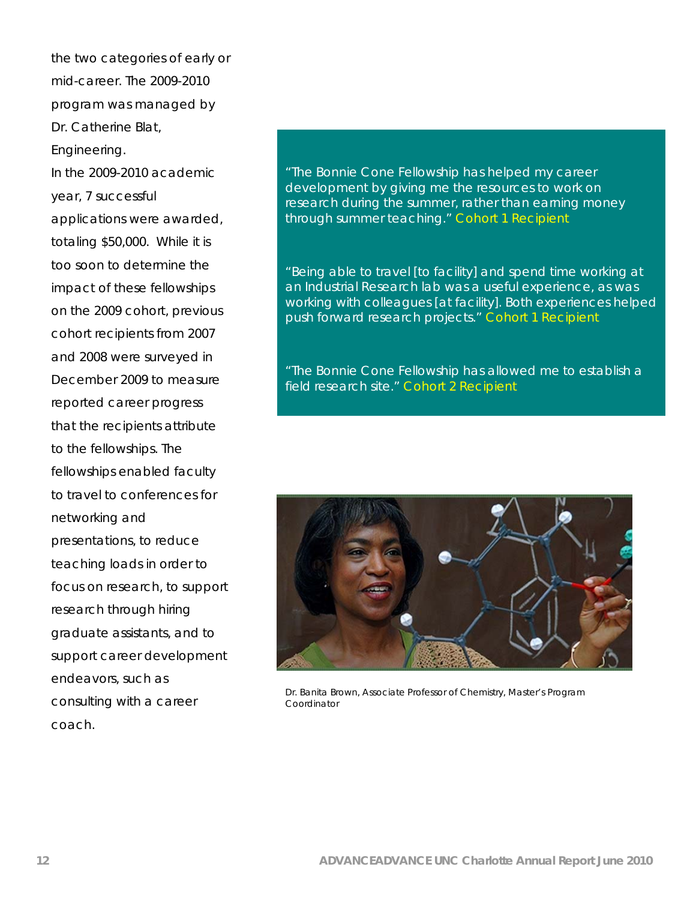the two categories of early or mid-career. The 2009-2010 program was managed by Dr. Catherine Blat, Engineering.

In the 2009-2010 academic year, 7 successful applications were awarded, totaling $50,000. While it is too soon to determine the impact of these fellowships on the 2009 cohort, previous cohort recipients from 2007 and 2008 were surveyed in December 2009 to measure reported career progress that the recipients attribute to the fellowships. The fellowships enabled faculty to travel to conferences for networking and presentations, to reduce teaching loads in order to focus on research, to support research through hiring graduate assistants, and to support career development endeavors, such as consulting with a career coach.

"The Bonnie Cone Fellowship has helped my career development by giving me the resources to work on research during the summer, rather than earning money through summer teaching." Cohort 1 Recipient

"Being able to travel [to facility] and spend time working at an Industrial Research lab was a useful experience, as was working with colleagues [at facility]. Both experiences helped push forward research projects." Cohort 1 Recipient

"The Bonnie Cone Fellowship has allowed me to establish a field research site." Cohort 2 Recipient

Dr. Banita Brown, Associate Professor of Chemistry, Master's Program Coordinator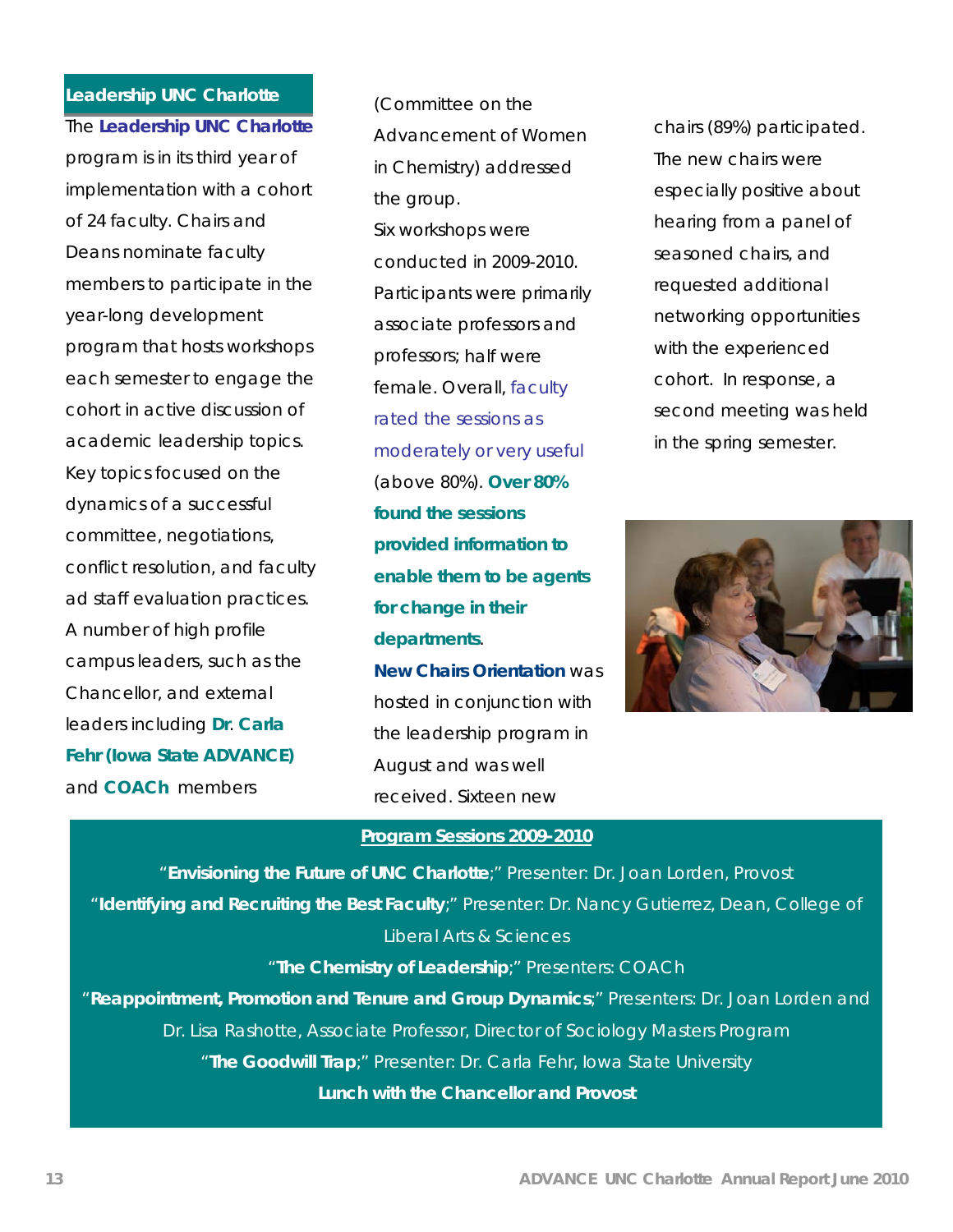## Leadership UNC Charlotte

The **Leadership UNC Charlotte** program is in its third year of implementation with a cohort of 24 faculty. Chairs and Deans nominate faculty members to participate in the year-long development program that hosts workshops each semester to engage the cohort in active discussion of academic leadership topics. Key topics focused on the dynamics of a successful committee, negotiations, conflict resolution, and faculty ad staff evaluation practices. A number of high profile campus leaders, such as the Chancellor, and external leaders including **Dr. Carla Fehr (Iowa State ADVANCE)** and **COACh** members (Committee on the Advancement of Women in Chemistry) addressed the group.

Six workshops were conducted in 2009-2010. Participants were primarily associate professors and professors; half were female. Overall, faculty rated the sessions as moderately or very useful (above 80%). **Over 80% found the sessions provided information to enable them to be agents for change in their departments.**

**New Chairs Orientation** was hosted in conjunction with the leadership program in August and was well received. Sixteen new chairs (89%) participated. The new chairs were especially positive about hearing from a panel of seasoned chairs, and requested additional networking opportunities with the experienced cohort. In response, a second meeting was held in the spring semester.

**Program Sessions 2009-2010**

"**Envisioning the Future of UNC Charlotte**;" Presenter: Dr. Joan Lorden, Provost

"**Identifying and Recruiting the Best Faculty**;" Presenter: Dr. Nancy Gutierrez, Dean, College of Liberal Arts & Sciences

"**The Chemistry of Leadership**;" Presenters: COACh

"**Reappointment, Promotion and Tenure and Group Dynamics**;" Presenters: Dr. Joan Lorden and Dr. Lisa Rashotte, Associate Professor, Director of Sociology Masters Program

"**The Goodwill Trap**;" Presenter: Dr. Carla Fehr, Iowa State University

**Lunch with the Chancellor and Provost**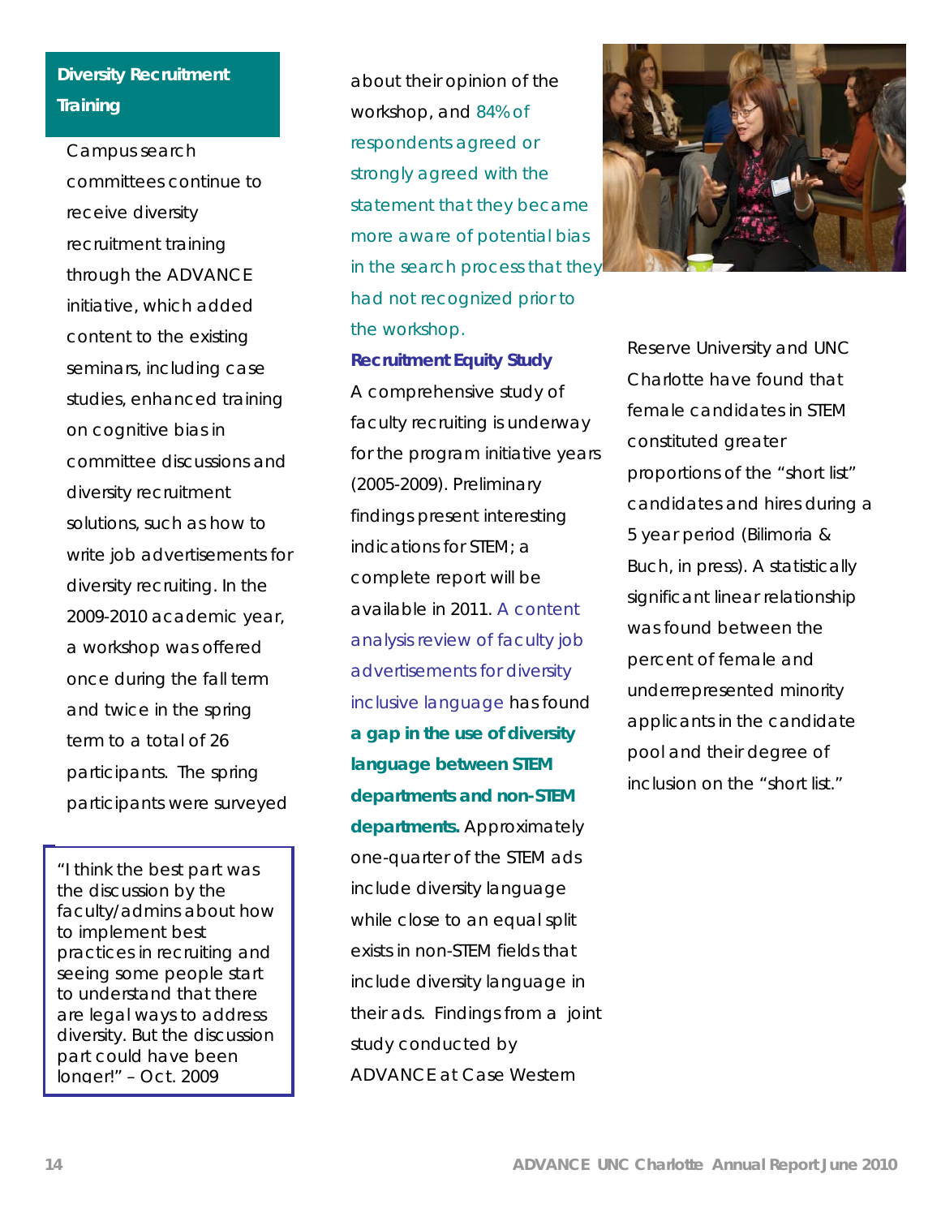## Diversity Recruitment Training

Campus search committees continue to receive diversity recruitment training through the ADVANCE initiative, which added content to the existing seminars, including case studies, enhanced training on cognitive bias in committee discussions and diversity recruitment solutions, such as how to write job advertisements for diversity recruiting. In the 2009-2010 academic year, a workshop was offered once during the fall term and twice in the spring term to a total of 26 participants. The spring participants were surveyed about their opinion of the workshop, and 84% of respondents agreed or strongly agreed with the statement that they became more aware of potential bias in the search process that they had not recognized prior to the workshop.

> "I think the best part was the discussion by the faculty/admins about how to implement best practices in recruiting and seeing some people start to understand that there are legal ways to address diversity. But the discussion part could have been longer!" – Oct. 2009

### Recruitment Equity Study

A comprehensive study of faculty recruiting is underway for the program initiative years (2005-2009). Preliminary findings present interesting indications for STEM; a complete report will be available in 2011. A content analysis review of faculty job advertisements for diversity inclusive language has found **a gap in the use of diversity language between STEM departments and non-STEM departments.** Approximately one-quarter of the STEM ads include diversity language while close to an equal split exists in non-STEM fields that include diversity language in their ads. Findings from a joint study conducted by ADVANCE at Case Western Reserve University and UNC Charlotte have found that female candidates in STEM constituted greater proportions of the "short list" candidates and hires during a 5 year period (Bilimoria & Buch, in press). A statistically significant linear relationship was found between the percent of female and underrepresented minority applicants in the candidate pool and their degree of inclusion on the "short list."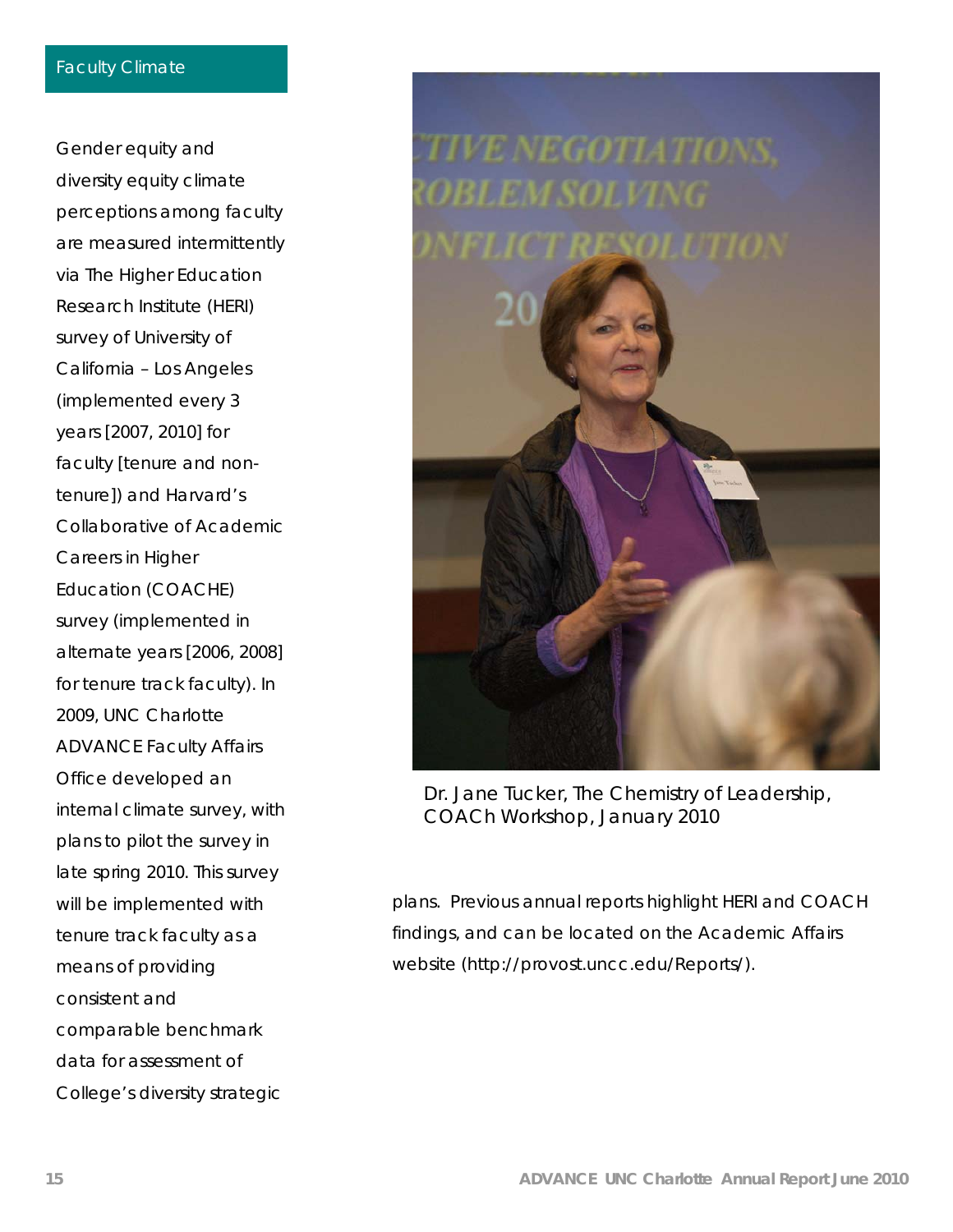## Faculty Climate

Gender equity and diversity equity climate perceptions among faculty are measured intermittently via The Higher Education Research Institute (HERI) survey of University of California – Los Angeles (implemented every 3 years [2007, 2010] for faculty [tenure and non-tenure]) and Harvard's Collaborative of Academic Careers in Higher Education (COACHE) survey (implemented in alternate years [2006, 2008] for tenure track faculty). In 2009, UNC Charlotte ADVANCE Faculty Affairs Office developed an internal climate survey, with plans to pilot the survey in late spring 2010. This survey will be implemented with tenure track faculty as a means of providing consistent and comparable benchmark data for assessment of College's diversity strategic plans. Previous annual reports highlight HERI and COACH findings, and can be located on the Academic Affairs website (http://provost.uncc.edu/Reports/).

Dr. Jane Tucker, The Chemistry of Leadership, COACh Workshop, January 2010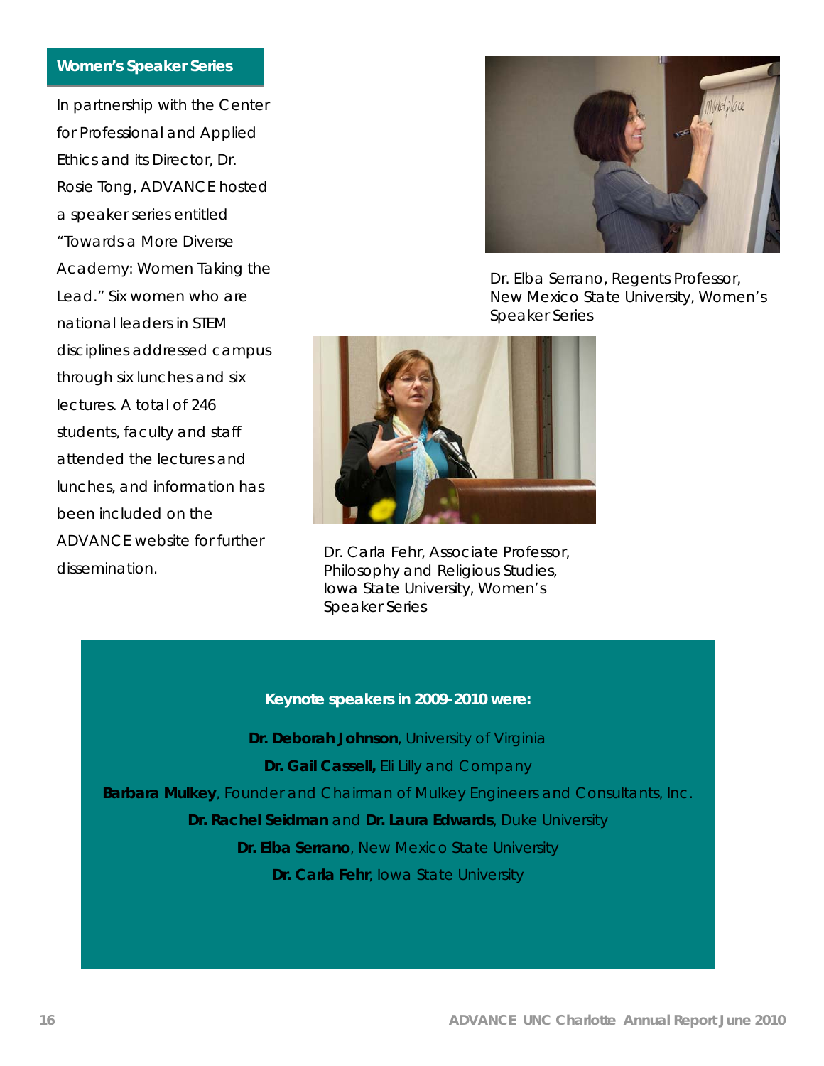## Women's Speaker Series

In partnership with the Center for Professional and Applied Ethics and its Director, Dr. Rosie Tong, ADVANCE hosted a speaker series entitled "Towards a More Diverse Academy: Women Taking the Lead." Six women who are national leaders in STEM disciplines addressed campus through six lunches and six lectures. A total of 246 students, faculty and staff attended the lectures and lunches, and information has been included on the ADVANCE website for further dissemination.

Dr. Elba Serrano, Regents Professor, New Mexico State University, Women's Speaker Series

Dr. Carla Fehr, Associate Professor, Philosophy and Religious Studies, Iowa State University, Women's Speaker Series

**Keynote speakers in 2009-2010 were:**

**Dr. Deborah Johnson**, University of Virginia

**Dr. Gail Cassell,** Eli Lilly and Company

**Barbara Mulkey**, Founder and Chairman of Mulkey Engineers and Consultants, Inc.

**Dr. Rachel Seidman** and **Dr. Laura Edwards**, Duke University

**Dr. Elba Serrano**, New Mexico State University

**Dr. Carla Fehr**, Iowa State University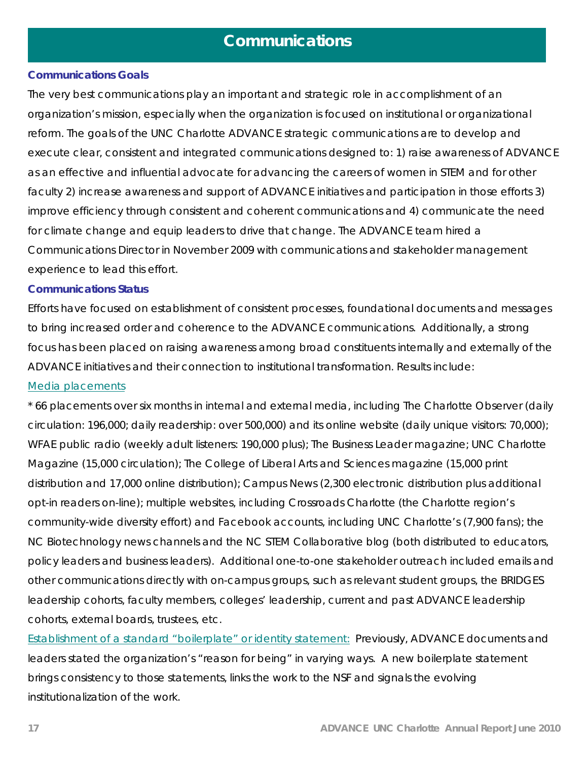# Communications

### Communications Goals

The very best communications play an important and strategic role in accomplishment of an organization's mission, especially when the organization is focused on institutional or organizational reform. The goals of the UNC Charlotte ADVANCE strategic communications are to develop and execute clear, consistent and integrated communications designed to: 1) raise awareness of ADVANCE as an effective and influential advocate for advancing the careers of women in STEM and for other faculty 2) increase awareness and support of ADVANCE initiatives and participation in those efforts 3) improve efficiency through consistent and coherent communications and 4) communicate the need for climate change and equip leaders to drive that change. The ADVANCE team hired a Communications Director in November 2009 with communications and stakeholder management experience to lead this effort.

### Communications Status

Efforts have focused on establishment of consistent processes, foundational documents and messages to bring increased order and coherence to the ADVANCE communications. Additionally, a strong focus has been placed on raising awareness among broad constituents internally and externally of the ADVANCE initiatives and their connection to institutional transformation. Results include:

Media placements

* 66 placements over six months in internal and external media, including The Charlotte Observer (daily circulation: 196,000; daily readership: over 500,000) and its online website (daily unique visitors: 70,000); WFAE public radio (weekly adult listeners: 190,000 plus); The Business Leader magazine; UNC Charlotte Magazine (15,000 circulation); The College of Liberal Arts and Sciences magazine (15,000 print distribution and 17,000 online distribution); Campus News (2,300 electronic distribution plus additional opt-in readers on-line); multiple websites, including Crossroads Charlotte (the Charlotte region's community-wide diversity effort) and Facebook accounts, including UNC Charlotte's (7,900 fans); the NC Biotechnology news channels and the NC STEM Collaborative blog (both distributed to educators, policy leaders and business leaders). Additional one-to-one stakeholder outreach included emails and other communications directly with on-campus groups, such as relevant student groups, the BRIDGES leadership cohorts, faculty members, colleges' leadership, current and past ADVANCE leadership cohorts, external boards, trustees, etc.

Establishment of a standard "boilerplate" or identity statement: Previously, ADVANCE documents and leaders stated the organization's "reason for being" in varying ways. A new boilerplate statement brings consistency to those statements, links the work to the NSF and signals the evolving institutionalization of the work.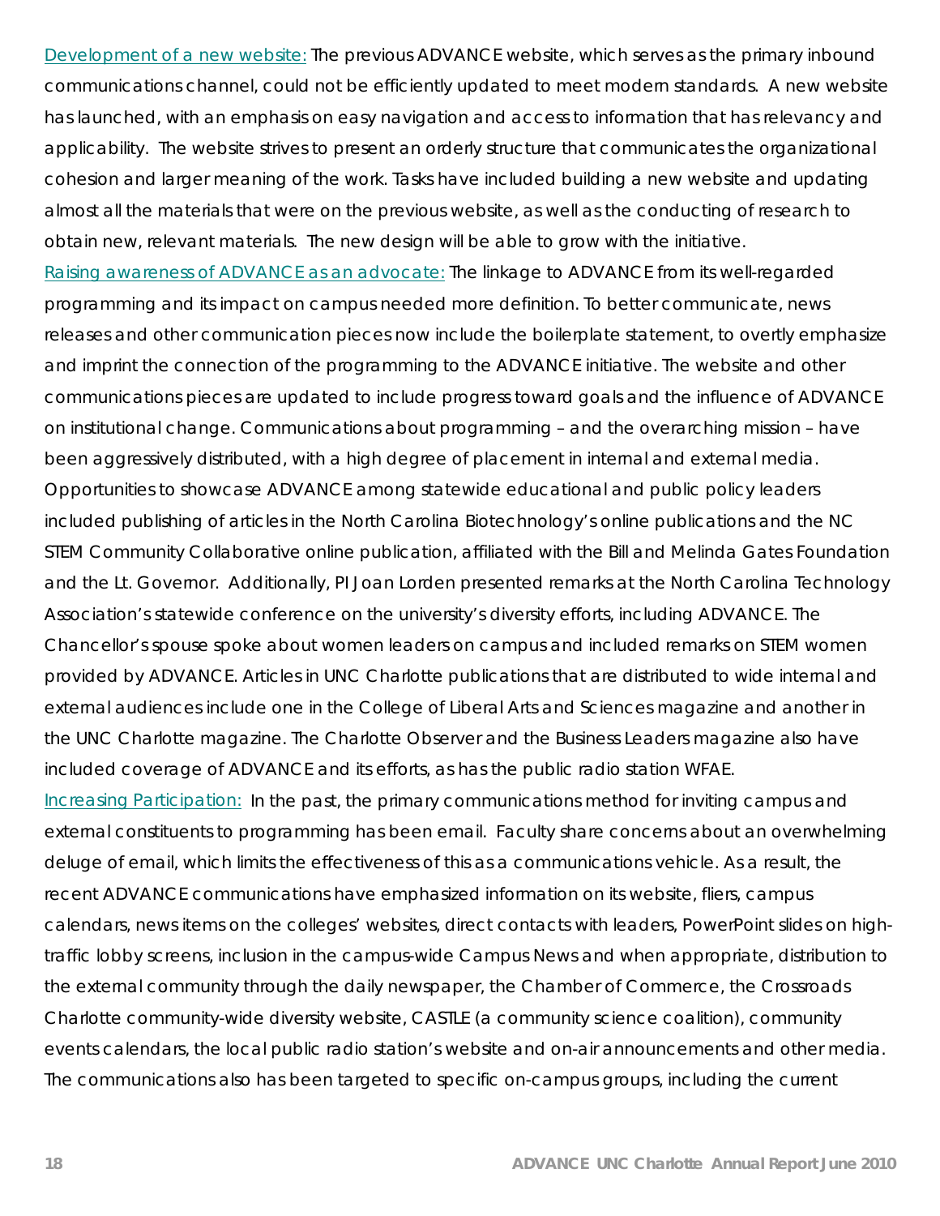Development of a new website: The previous ADVANCE website, which serves as the primary inbound communications channel, could not be efficiently updated to meet modern standards. A new website has launched, with an emphasis on easy navigation and access to information that has relevancy and applicability. The website strives to present an orderly structure that communicates the organizational cohesion and larger meaning of the work. Tasks have included building a new website and updating almost all the materials that were on the previous website, as well as the conducting of research to obtain new, relevant materials. The new design will be able to grow with the initiative.

Raising awareness of ADVANCE as an advocate: The linkage to ADVANCE from its well-regarded programming and its impact on campus needed more definition. To better communicate, news releases and other communication pieces now include the boilerplate statement, to overtly emphasize and imprint the connection of the programming to the ADVANCE initiative. The website and other communications pieces are updated to include progress toward goals and the influence of ADVANCE on institutional change. Communications about programming – and the overarching mission – have been aggressively distributed, with a high degree of placement in internal and external media. Opportunities to showcase ADVANCE among statewide educational and public policy leaders included publishing of articles in the North Carolina Biotechnology's online publications and the NC STEM Community Collaborative online publication, affiliated with the Bill and Melinda Gates Foundation and the Lt. Governor. Additionally, PI Joan Lorden presented remarks at the North Carolina Technology Association's statewide conference on the university's diversity efforts, including ADVANCE. The Chancellor's spouse spoke about women leaders on campus and included remarks on STEM women provided by ADVANCE. Articles in UNC Charlotte publications that are distributed to wide internal and external audiences include one in the College of Liberal Arts and Sciences magazine and another in the UNC Charlotte magazine. The Charlotte Observer and the Business Leaders magazine also have included coverage of ADVANCE and its efforts, as has the public radio station WFAE.

Increasing Participation: In the past, the primary communications method for inviting campus and external constituents to programming has been email. Faculty share concerns about an overwhelming deluge of email, which limits the effectiveness of this as a communications vehicle. As a result, the recent ADVANCE communications have emphasized information on its website, fliers, campus calendars, news items on the colleges' websites, direct contacts with leaders, PowerPoint slides on high-traffic lobby screens, inclusion in the campus-wide Campus News and when appropriate, distribution to the external community through the daily newspaper, the Chamber of Commerce, the Crossroads Charlotte community-wide diversity website, CASTLE (a community science coalition), community events calendars, the local public radio station's website and on-air announcements and other media. The communications also has been targeted to specific on-campus groups, including the current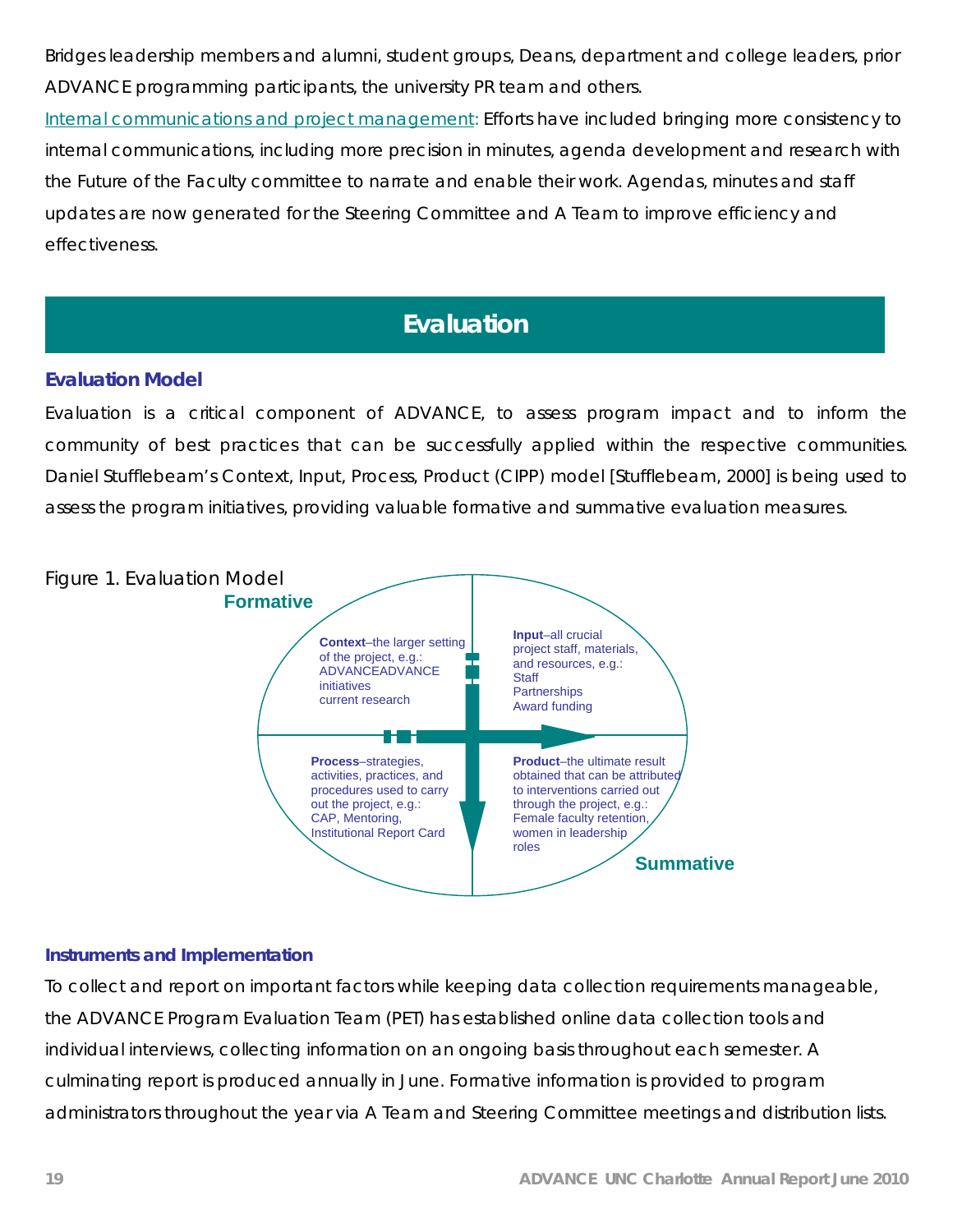Bridges leadership members and alumni, student groups, Deans, department and college leaders, prior ADVANCE programming participants, the university PR team and others.

Internal communications and project management: Efforts have included bringing more consistency to internal communications, including more precision in minutes, agenda development and research with the Future of the Faculty committee to narrate and enable their work. Agendas, minutes and staff updates are now generated for the Steering Committee and A Team to improve efficiency and effectiveness.

# Evaluation

### Evaluation Model

Evaluation is a critical component of ADVANCE, to assess program impact and to inform the community of best practices that can be successfully applied within the respective communities. Daniel Stufflebeam's Context, Input, Process, Product (CIPP) model [Stufflebeam, 2000] is being used to assess the program initiatives, providing valuable formative and summative evaluation measures.

Figure 1. Evaluation Model

**Formative**

**Context**–the larger setting of the project, e.g.: ADVANCEADVANCE initiatives current research

**Input**–all crucial project staff, materials, and resources, e.g.: Staff Partnerships Award funding

**Process**–strategies, activities, practices, and procedures used to carry out the project, e.g.: CAP, Mentoring, Institutional Report Card

**Product**–the ultimate result obtained that can be attributed to interventions carried out through the project, e.g.: Female faculty retention, women in leadership roles

**Summative**

### Instruments and Implementation

To collect and report on important factors while keeping data collection requirements manageable, the ADVANCE Program Evaluation Team (PET) has established online data collection tools and individual interviews, collecting information on an ongoing basis throughout each semester. A culminating report is produced annually in June. Formative information is provided to program administrators throughout the year via A Team and Steering Committee meetings and distribution lists.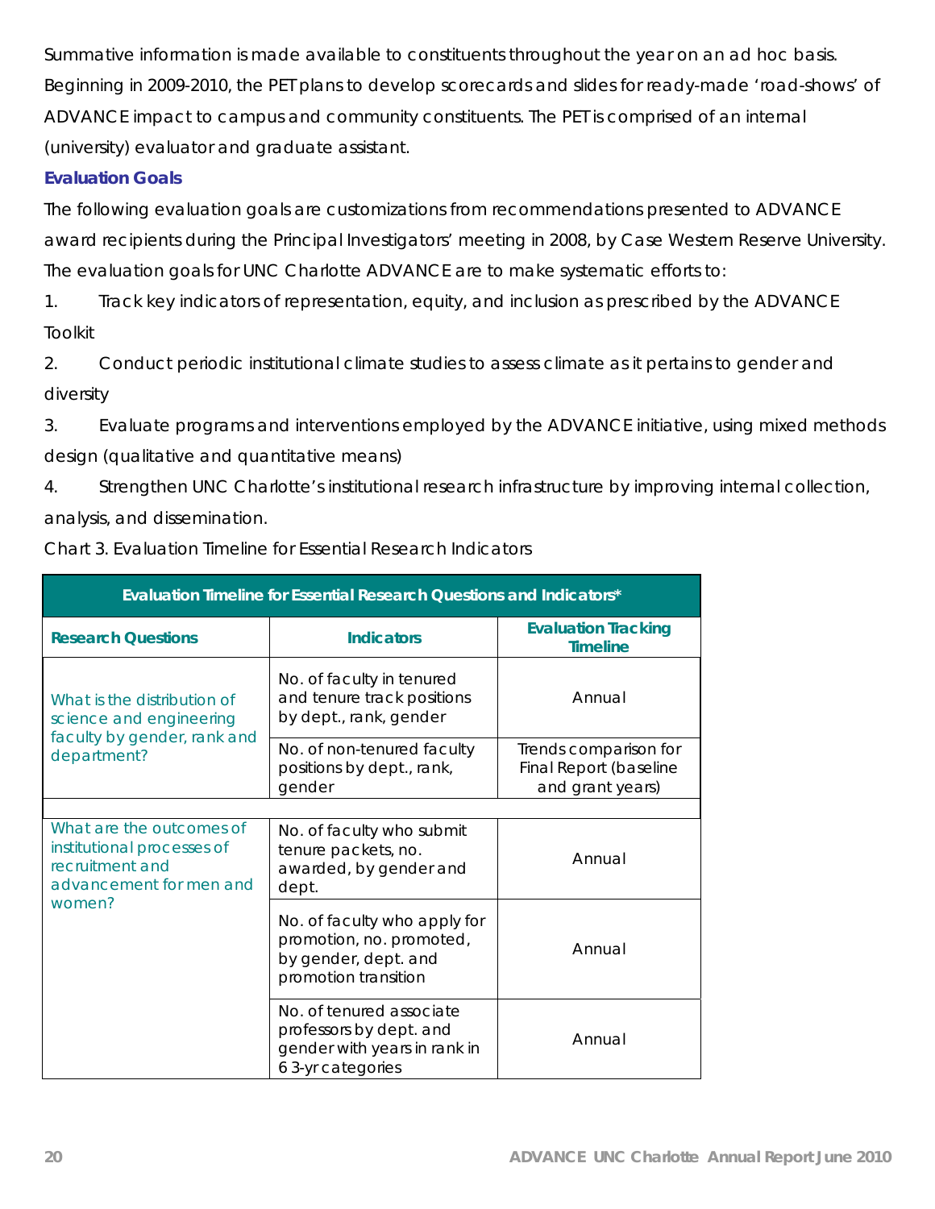Summative information is made available to constituents throughout the year on an ad hoc basis. Beginning in 2009-2010, the PET plans to develop scorecards and slides for ready-made 'road-shows' of ADVANCE impact to campus and community constituents. The PET is comprised of an internal (university) evaluator and graduate assistant.

### Evaluation Goals

The following evaluation goals are customizations from recommendations presented to ADVANCE award recipients during the Principal Investigators' meeting in 2008, by Case Western Reserve University. The evaluation goals for UNC Charlotte ADVANCE are to make systematic efforts to:

1. Track key indicators of representation, equity, and inclusion as prescribed by the ADVANCE Toolkit
2. Conduct periodic institutional climate studies to assess climate as it pertains to gender and diversity
3. Evaluate programs and interventions employed by the ADVANCE initiative, using mixed methods design (qualitative and quantitative means)
4. Strengthen UNC Charlotte's institutional research infrastructure by improving internal collection, analysis, and dissemination.

Chart 3. Evaluation Timeline for Essential Research Indicators

| Evaluation Timeline for Essential Research Questions and Indicators* | | |
|---|---|---|
| **Research Questions** | **Indicators** | **Evaluation Tracking Timeline** |
| What is the distribution of science and engineering faculty by gender, rank and department? | No. of faculty in tenured and tenure track positions by dept., rank, gender | Annual |
| | No. of non-tenured faculty positions by dept., rank, gender | Trends comparison for Final Report (baseline and grant years) |
| | | |
| What are the outcomes of institutional processes of recruitment and advancement for men and women? | No. of faculty who submit tenure packets, no. awarded, by gender and dept. | Annual |
| | No. of faculty who apply for promotion, no. promoted, by gender, dept. and promotion transition | Annual |
| | No. of tenured associate professors by dept. and gender with years in rank in 6 3-yr categories | Annual |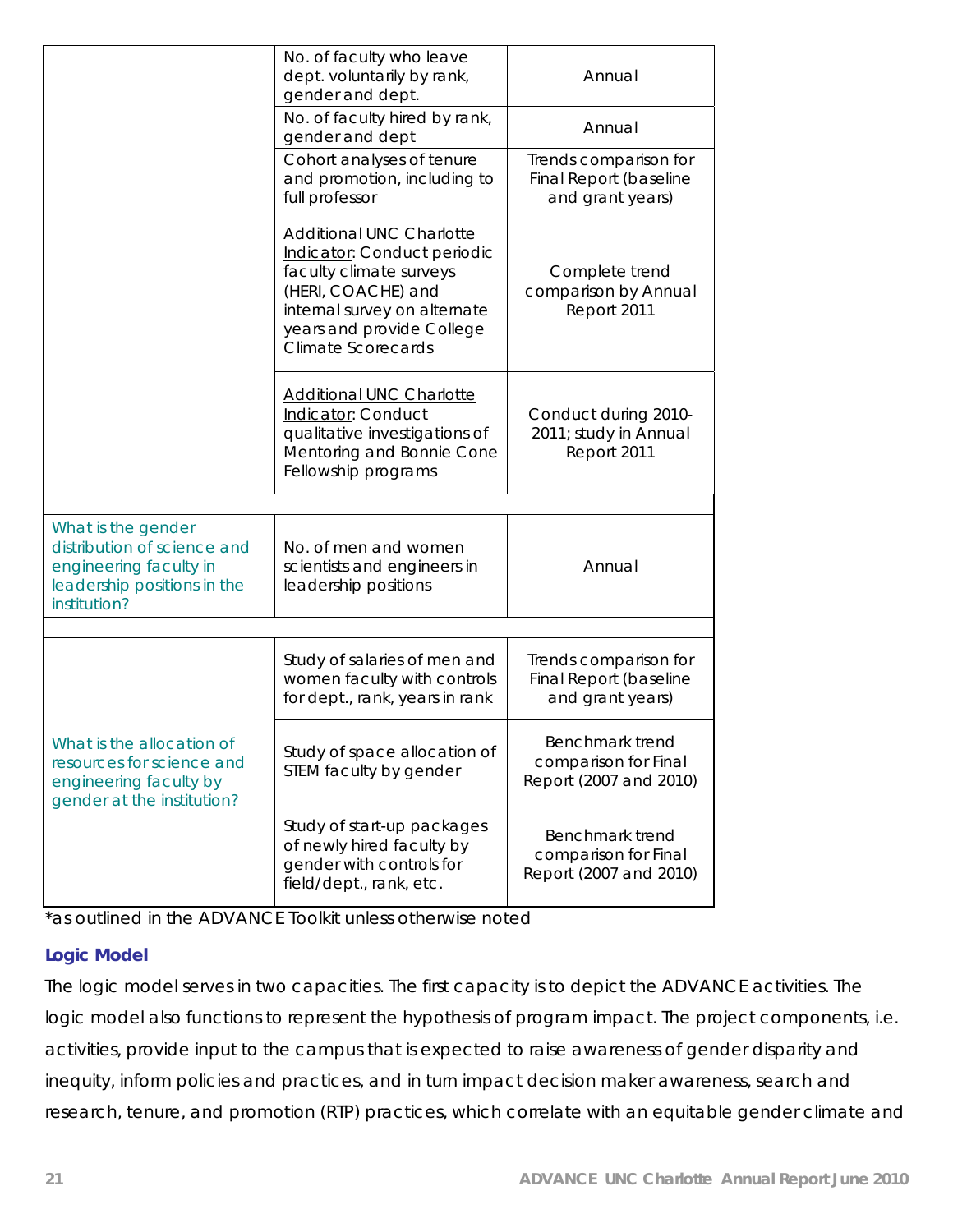| | | |
|---|---|---|
| | No. of faculty who leave dept. voluntarily by rank, gender and dept. | Annual |
| | No. of faculty hired by rank, gender and dept | Annual |
| | Cohort analyses of tenure and promotion, including to full professor | Trends comparison for Final Report (baseline and grant years) |
| | Additional UNC Charlotte Indicator: Conduct periodic faculty climate surveys (HERI, COACHE) and internal survey on alternate years and provide College Climate Scorecards | Complete trend comparison by Annual Report 2011 |
| | Additional UNC Charlotte Indicator: Conduct qualitative investigations of Mentoring and Bonnie Cone Fellowship programs | Conduct during 2010-2011; study in Annual Report 2011 |
| | | |
| What is the gender distribution of science and engineering faculty in leadership positions in the institution? | No. of men and women scientists and engineers in leadership positions | Annual |
| | | |
| What is the allocation of resources for science and engineering faculty by gender at the institution? | Study of salaries of men and women faculty with controls for dept., rank, years in rank | Trends comparison for Final Report (baseline and grant years) |
| | Study of space allocation of STEM faculty by gender | Benchmark trend comparison for Final Report (2007 and 2010) |
| | Study of start-up packages of newly hired faculty by gender with controls for field/dept., rank, etc. | Benchmark trend comparison for Final Report (2007 and 2010) |

*as outlined in the ADVANCE Toolkit unless otherwise noted

### Logic Model

The logic model serves in two capacities. The first capacity is to depict the ADVANCE activities. The logic model also functions to represent the hypothesis of program impact. The project components, i.e. activities, provide input to the campus that is expected to raise awareness of gender disparity and inequity, inform policies and practices, and in turn impact decision maker awareness, search and research, tenure, and promotion (RTP) practices, which correlate with an equitable gender climate and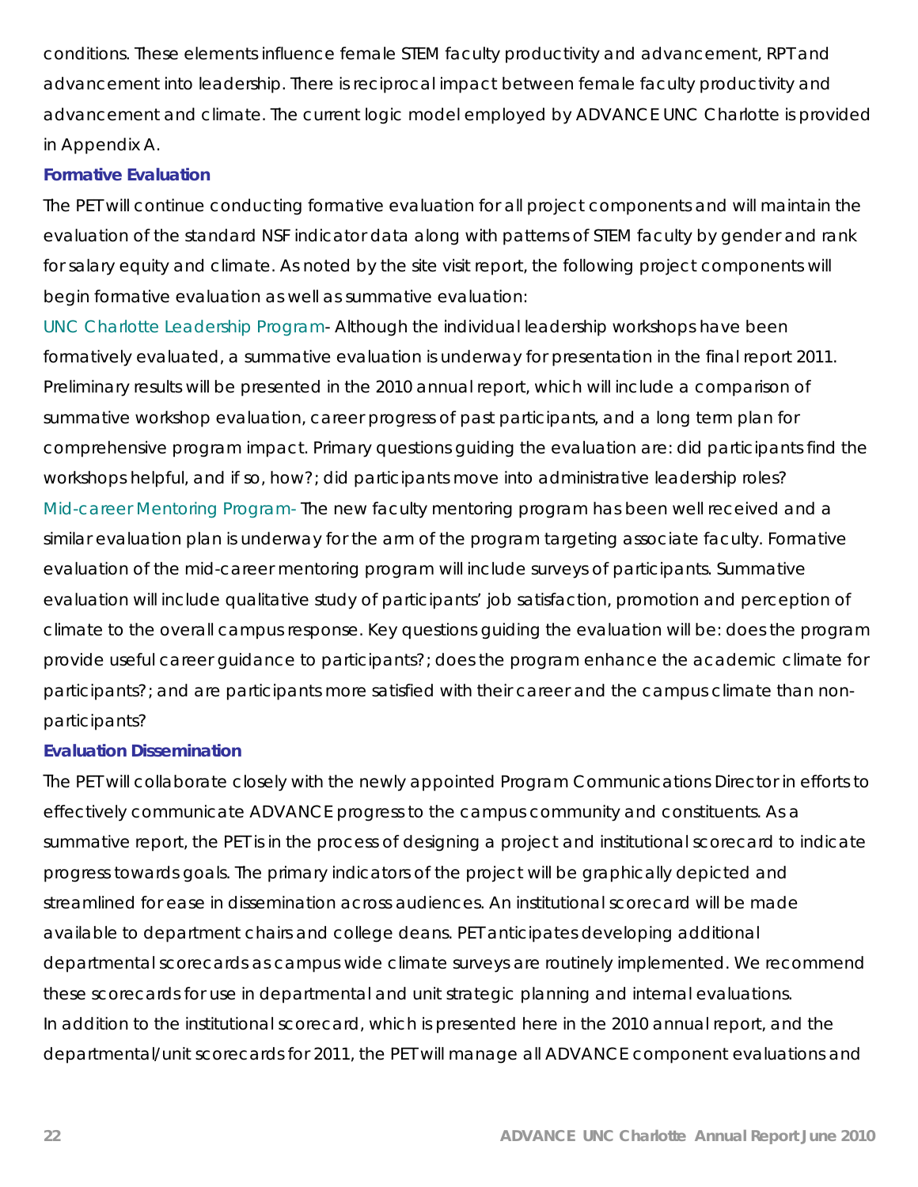conditions. These elements influence female STEM faculty productivity and advancement, RPT and advancement into leadership. There is reciprocal impact between female faculty productivity and advancement and climate. The current logic model employed by ADVANCE UNC Charlotte is provided in Appendix A.

### Formative Evaluation

The PET will continue conducting formative evaluation for all project components and will maintain the evaluation of the standard NSF indicator data along with patterns of STEM faculty by gender and rank for salary equity and climate. As noted by the site visit report, the following project components will begin formative evaluation as well as summative evaluation:

UNC Charlotte Leadership Program- Although the individual leadership workshops have been formatively evaluated, a summative evaluation is underway for presentation in the final report 2011. Preliminary results will be presented in the 2010 annual report, which will include a comparison of summative workshop evaluation, career progress of past participants, and a long term plan for comprehensive program impact. Primary questions guiding the evaluation are: did participants find the workshops helpful, and if so, how?; did participants move into administrative leadership roles?

Mid-career Mentoring Program- The new faculty mentoring program has been well received and a similar evaluation plan is underway for the arm of the program targeting associate faculty. Formative evaluation of the mid-career mentoring program will include surveys of participants. Summative evaluation will include qualitative study of participants' job satisfaction, promotion and perception of climate to the overall campus response. Key questions guiding the evaluation will be: does the program provide useful career guidance to participants?; does the program enhance the academic climate for participants?; and are participants more satisfied with their career and the campus climate than non-participants?

### Evaluation Dissemination

The PET will collaborate closely with the newly appointed Program Communications Director in efforts to effectively communicate ADVANCE progress to the campus community and constituents. As a summative report, the PET is in the process of designing a project and institutional scorecard to indicate progress towards goals. The primary indicators of the project will be graphically depicted and streamlined for ease in dissemination across audiences. An institutional scorecard will be made available to department chairs and college deans. PET anticipates developing additional departmental scorecards as campus wide climate surveys are routinely implemented. We recommend these scorecards for use in departmental and unit strategic planning and internal evaluations.

In addition to the institutional scorecard, which is presented here in the 2010 annual report, and the departmental/unit scorecards for 2011, the PET will manage all ADVANCE component evaluations and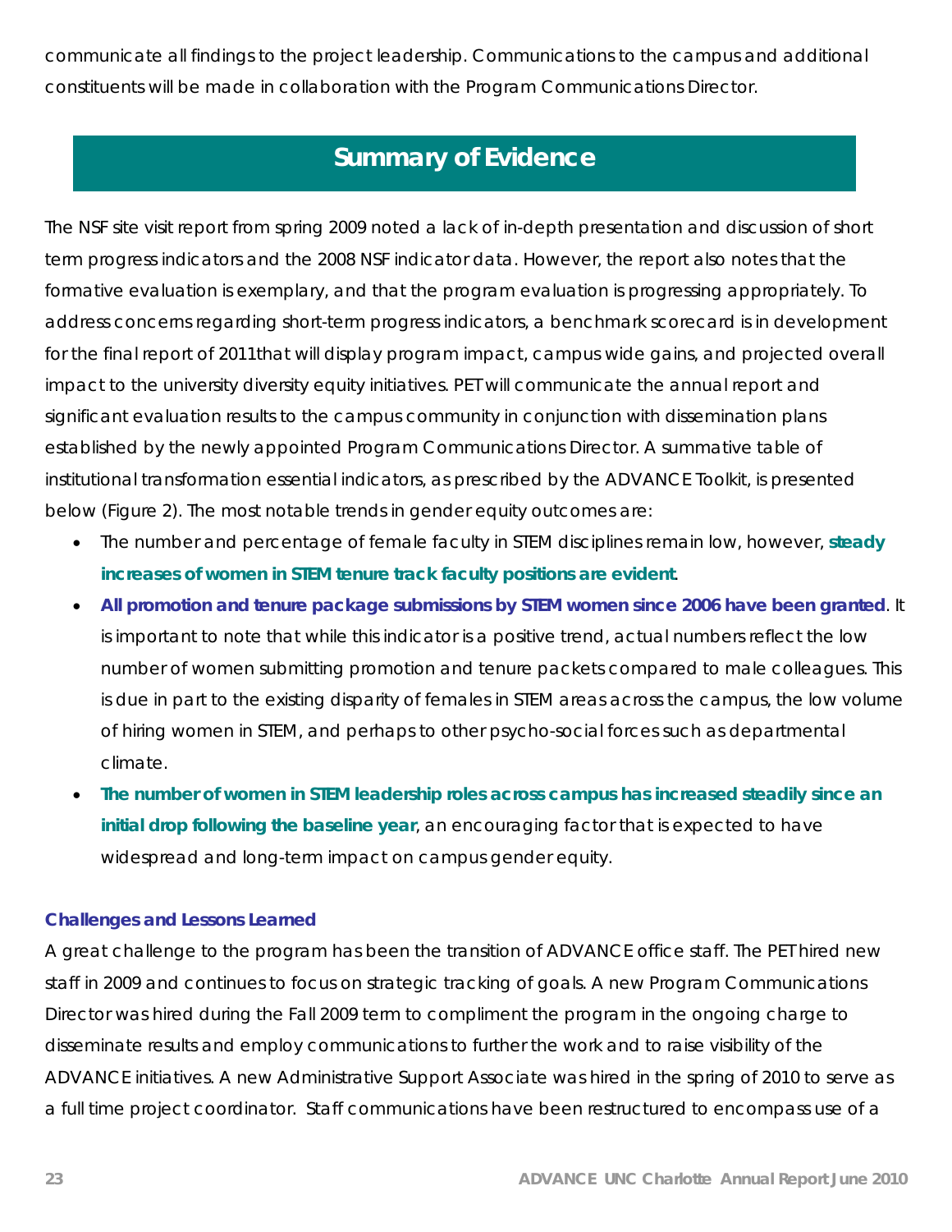communicate all findings to the project leadership. Communications to the campus and additional constituents will be made in collaboration with the Program Communications Director.

## Summary of Evidence

The NSF site visit report from spring 2009 noted a lack of in-depth presentation and discussion of short term progress indicators and the 2008 NSF indicator data. However, the report also notes that the formative evaluation is exemplary, and that the program evaluation is progressing appropriately. To address concerns regarding short-term progress indicators, a benchmark scorecard is in development for the final report of 2011that will display program impact, campus wide gains, and projected overall impact to the university diversity equity initiatives. PET will communicate the annual report and significant evaluation results to the campus community in conjunction with dissemination plans established by the newly appointed Program Communications Director. A summative table of institutional transformation essential indicators, as prescribed by the ADVANCE Toolkit, is presented below (Figure 2). The most notable trends in gender equity outcomes are:

- The number and percentage of female faculty in STEM disciplines remain low, however, **steady increases of women in STEM tenure track faculty positions are evident**.
- **All promotion and tenure package submissions by STEM women since 2006 have been granted**. It is important to note that while this indicator is a positive trend, actual numbers reflect the low number of women submitting promotion and tenure packets compared to male colleagues. This is due in part to the existing disparity of females in STEM areas across the campus, the low volume of hiring women in STEM, and perhaps to other psycho-social forces such as departmental climate.
- **The number of women in STEM leadership roles across campus has increased steadily since an initial drop following the baseline year**, an encouraging factor that is expected to have widespread and long-term impact on campus gender equity.

### Challenges and Lessons Learned

A great challenge to the program has been the transition of ADVANCE office staff. The PET hired new staff in 2009 and continues to focus on strategic tracking of goals. A new Program Communications Director was hired during the Fall 2009 term to compliment the program in the ongoing charge to disseminate results and employ communications to further the work and to raise visibility of the ADVANCE initiatives. A new Administrative Support Associate was hired in the spring of 2010 to serve as a full time project coordinator. Staff communications have been restructured to encompass use of a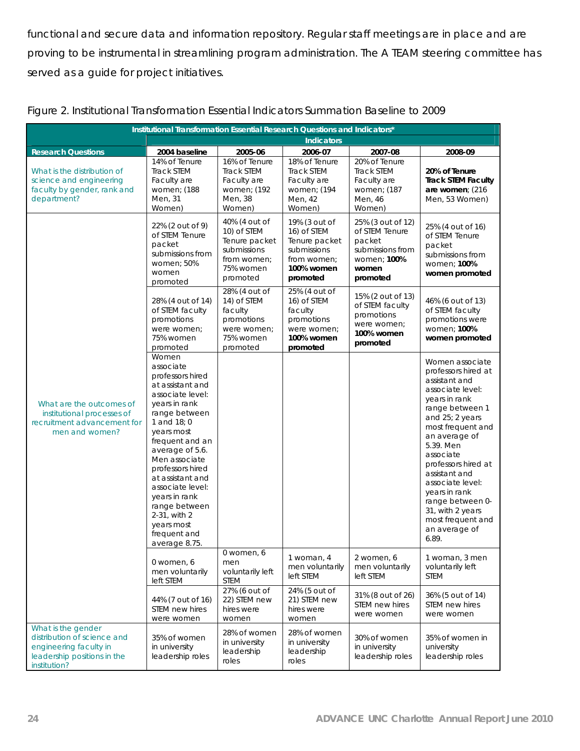functional and secure data and information repository. Regular staff meetings are in place and are proving to be instrumental in streamlining program administration. The A TEAM steering committee has served as a guide for project initiatives.

Figure 2. Institutional Transformation Essential Indicators Summation Baseline to 2009

| Institutional Transformation Essential Research Questions and Indicators* | | | | | |
|---|---|---|---|---|---|
| | Indicators | | | | |
| **Research Questions** | **2004 baseline** | **2005-06** | **2006-07** | **2007-08** | **2008-09** |
| What is the distribution of science and engineering faculty by gender, rank and department? | 14% of Tenure Track STEM Faculty are women; (188 Men, 31 Women) | 16% of Tenure Track STEM Faculty are women; (192 Men, 38 Women) | 18% of Tenure Track STEM Faculty are women; (194 Men, 42 Women) | 20% of Tenure Track STEM Faculty are women; (187 Men, 46 Women) | **20% of Tenure Track STEM Faculty are women**; (216 Men, 53 Women) |
| What are the outcomes of institutional processes of recruitment advancement for men and women? | 22% (2 out of 9) of STEM Tenure packet submissions from women; 50% women promoted | 40% (4 out of 10) of STEM Tenure packet submissions from women; 75% women promoted | 19% (3 out of 16) of STEM Tenure packet submissions from women; **100% women promoted** | 25% (3 out of 12) of STEM Tenure packet submissions from women; **100% women promoted** | 25% (4 out of 16) of STEM Tenure packet submissions from women; **100% women promoted** |
| | 28% (4 out of 14) of STEM faculty promotions were women; 75% women promoted | 28% (4 out of 14) of STEM faculty promotions were women; 75% women promoted | 25% (4 out of 16) of STEM faculty promotions were women; **100% women promoted** | 15% (2 out of 13) of STEM faculty promotions were women; **100% women promoted** | 46% (6 out of 13) of STEM faculty promotions were women; **100% women promoted** |
| | Women associate professors hired at assistant and associate level: years in rank range between 1 and 18; 0 years most frequent and an average of 5.6. Men associate professors hired at assistant and associate level: years in rank range between 2-31, with 2 years most frequent and average 8.75. | | | | Women associate professors hired at assistant and associate level: years in rank range between 1 and 25; 2 years most frequent and an average of 5.39. Men associate professors hired at assistant and associate level: years in rank range between 0-31, with 2 years most frequent and an average of 6.89. |
| | 0 women, 6 men voluntarily left STEM | 0 women, 6 men voluntarily left STEM | 1 woman, 4 men voluntarily left STEM | 2 women, 6 men voluntarily left STEM | 1 woman, 3 men voluntarily left STEM |
| | 44% (7 out of 16) STEM new hires were women | 27% (6 out of 22) STEM new hires were women | 24% (5 out of 21) STEM new hires were women | 31% (8 out of 26) STEM new hires were women | 36% (5 out of 14) STEM new hires were women |
| What is the gender distribution of science and engineering faculty in leadership positions in the institution? | 35% of women in university leadership roles | 28% of women in university leadership roles | 28% of women in university leadership roles | 30% of women in university leadership roles | 35% of women in university leadership roles |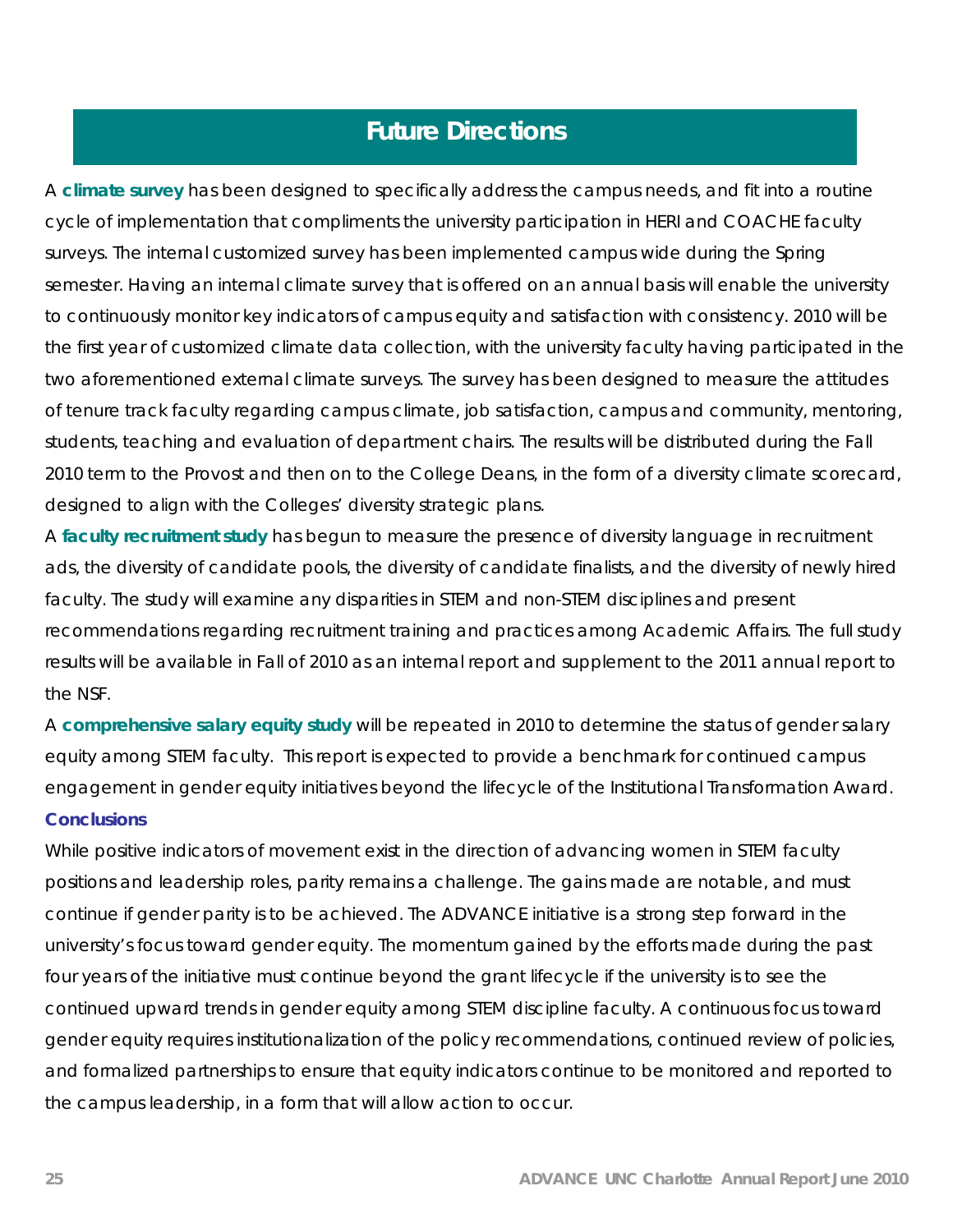# Future Directions

A **climate survey** has been designed to specifically address the campus needs, and fit into a routine cycle of implementation that compliments the university participation in HERI and COACHE faculty surveys. The internal customized survey has been implemented campus wide during the Spring semester. Having an internal climate survey that is offered on an annual basis will enable the university to continuously monitor key indicators of campus equity and satisfaction with consistency. 2010 will be the first year of customized climate data collection, with the university faculty having participated in the two aforementioned external climate surveys. The survey has been designed to measure the attitudes of tenure track faculty regarding campus climate, job satisfaction, campus and community, mentoring, students, teaching and evaluation of department chairs. The results will be distributed during the Fall 2010 term to the Provost and then on to the College Deans, in the form of a diversity climate scorecard, designed to align with the Colleges' diversity strategic plans.

A **faculty recruitment study** has begun to measure the presence of diversity language in recruitment ads, the diversity of candidate pools, the diversity of candidate finalists, and the diversity of newly hired faculty. The study will examine any disparities in STEM and non-STEM disciplines and present recommendations regarding recruitment training and practices among Academic Affairs. The full study results will be available in Fall of 2010 as an internal report and supplement to the 2011 annual report to the NSF.

A **comprehensive salary equity study** will be repeated in 2010 to determine the status of gender salary equity among STEM faculty. This report is expected to provide a benchmark for continued campus engagement in gender equity initiatives beyond the lifecycle of the Institutional Transformation Award.

### Conclusions

While positive indicators of movement exist in the direction of advancing women in STEM faculty positions and leadership roles, parity remains a challenge. The gains made are notable, and must continue if gender parity is to be achieved. The ADVANCE initiative is a strong step forward in the university's focus toward gender equity. The momentum gained by the efforts made during the past four years of the initiative must continue beyond the grant lifecycle if the university is to see the continued upward trends in gender equity among STEM discipline faculty. A continuous focus toward gender equity requires institutionalization of the policy recommendations, continued review of policies, and formalized partnerships to ensure that equity indicators continue to be monitored and reported to the campus leadership, in a form that will allow action to occur.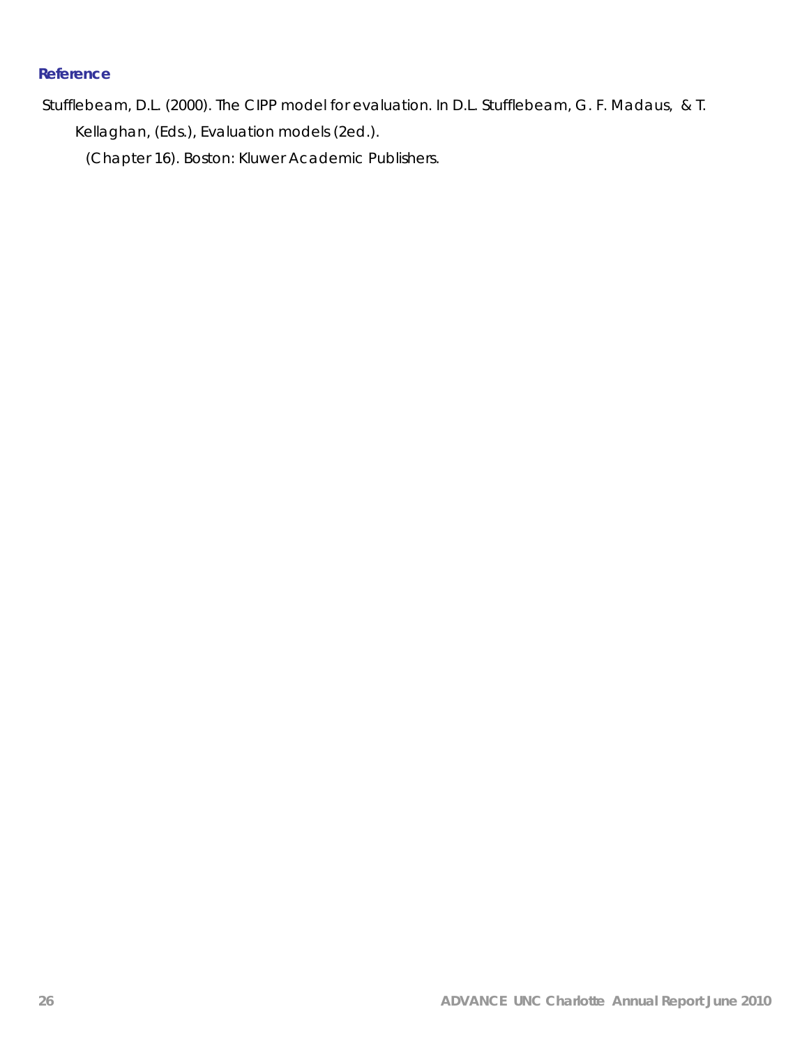## Reference

Stufflebeam, D.L. (2000). The CIPP model for evaluation. In D.L. Stufflebeam, G. F. Madaus, & T. Kellaghan, (Eds.), Evaluation models (2ed.). (Chapter 16). Boston: Kluwer Academic Publishers.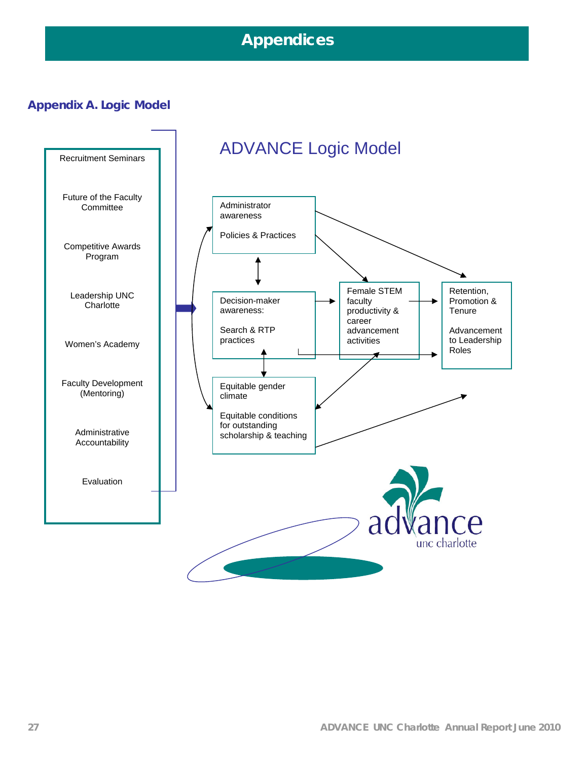# Appendices

## Appendix A. Logic Model

### ADVANCE Logic Model

- Recruitment Seminars
- Future of the Faculty Committee
- Competitive Awards Program
- Leadership UNC Charlotte
- Women's Academy
- Faculty Development (Mentoring)
- Administrative Accountability
- Evaluation

Administrator awareness

Policies & Practices

Decision-maker awareness:

Search & RTP practices

Equitable gender climate

Equitable conditions for outstanding scholarship & teaching

Female STEM faculty productivity & career advancement activities

Retention, Promotion & Tenure

Advancement to Leadership Roles

advance
unc charlotte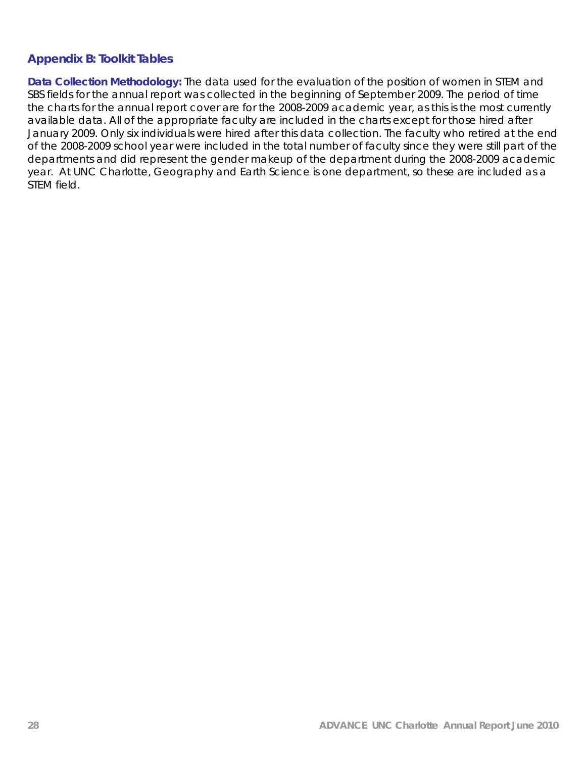## Appendix B: Toolkit Tables

**Data Collection Methodology:** The data used for the evaluation of the position of women in STEM and SBS fields for the annual report was collected in the beginning of September 2009. The period of time the charts for the annual report cover are for the 2008-2009 academic year, as this is the most currently available data. All of the appropriate faculty are included in the charts except for those hired after January 2009. Only six individuals were hired after this data collection. The faculty who retired at the end of the 2008-2009 school year were included in the total number of faculty since they were still part of the departments and did represent the gender makeup of the department during the 2008-2009 academic year.  At UNC Charlotte, Geography and Earth Science is one department, so these are included as a STEM field.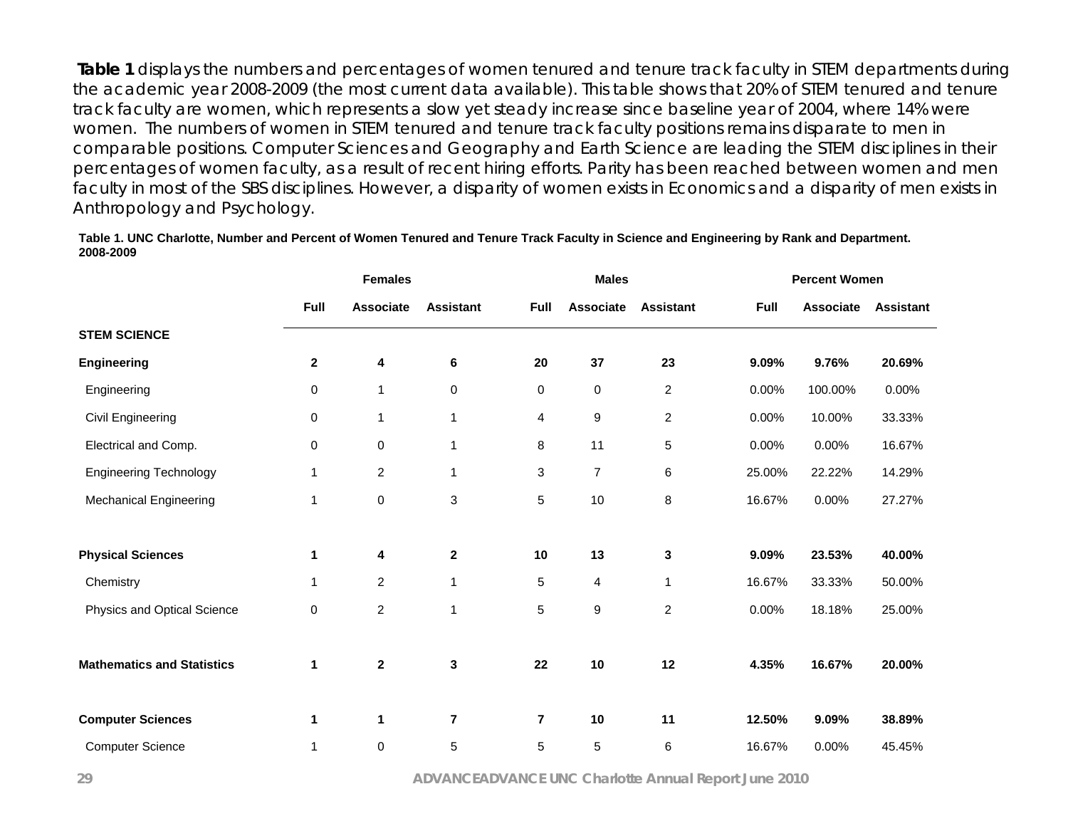**Table 1** displays the numbers and percentages of women tenured and tenure track faculty in STEM departments during the academic year 2008-2009 (the most current data available). This table shows that 20% of STEM tenured and tenure track faculty are women, which represents a slow yet steady increase since baseline year of 2004, where 14% were women. The numbers of women in STEM tenured and tenure track faculty positions remains disparate to men in comparable positions. Computer Sciences and Geography and Earth Science are leading the STEM disciplines in their percentages of women faculty, as a result of recent hiring efforts. Parity has been reached between women and men faculty in most of the SBS disciplines. However, a disparity of women exists in Economics and a disparity of men exists in Anthropology and Psychology.

**Table 1. UNC Charlotte, Number and Percent of Women Tenured and Tenure Track Faculty in Science and Engineering by Rank and Department. 2008-2009**

| | Females | | | Males | | | Percent Women | | |
|---|---|---|---|---|---|---|---|---|---|
| | Full | Associate | Assistant | Full | Associate | Assistant | Full | Associate | Assistant |
| **STEM SCIENCE** | | | | | | | | | |
| **Engineering** | **2** | **4** | **6** | **20** | **37** | **23** | **9.09%** | **9.76%** | **20.69%** |
| Engineering | 0 | 1 | 0 | 0 | 0 | 2 | 0.00% | 100.00% | 0.00% |
| Civil Engineering | 0 | 1 | 1 | 4 | 9 | 2 | 0.00% | 10.00% | 33.33% |
| Electrical and Comp. | 0 | 0 | 1 | 8 | 11 | 5 | 0.00% | 0.00% | 16.67% |
| Engineering Technology | 1 | 2 | 1 | 3 | 7 | 6 | 25.00% | 22.22% | 14.29% |
| Mechanical Engineering | 1 | 0 | 3 | 5 | 10 | 8 | 16.67% | 0.00% | 27.27% |
| **Physical Sciences** | **1** | **4** | **2** | **10** | **13** | **3** | **9.09%** | **23.53%** | **40.00%** |
| Chemistry | 1 | 2 | 1 | 5 | 4 | 1 | 16.67% | 33.33% | 50.00% |
| Physics and Optical Science | 0 | 2 | 1 | 5 | 9 | 2 | 0.00% | 18.18% | 25.00% |
| **Mathematics and Statistics** | **1** | **2** | **3** | **22** | **10** | **12** | **4.35%** | **16.67%** | **20.00%** |
| **Computer Sciences** | **1** | **1** | **7** | **7** | **10** | **11** | **12.50%** | **9.09%** | **38.89%** |
| Computer Science | 1 | 0 | 5 | 5 | 5 | 6 | 16.67% | 0.00% | 45.45% |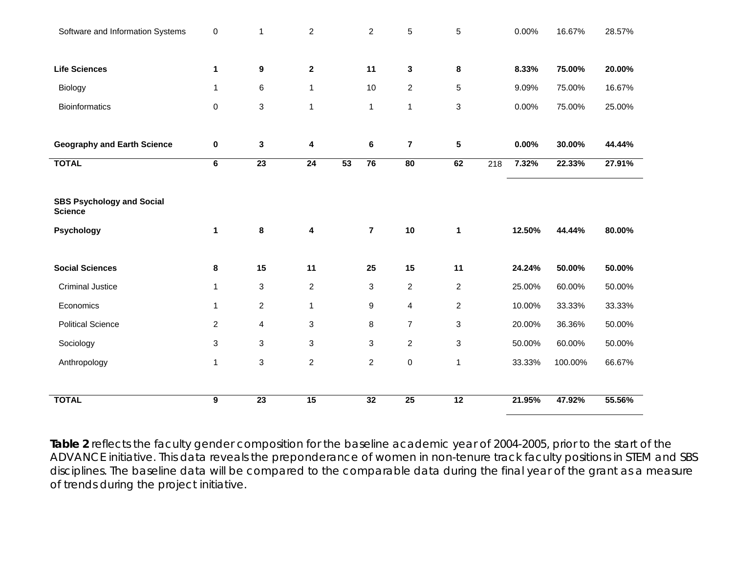| | | | | | | | | | | | |
|---|---|---|---|---|---|---|---|---|---|---|---|
| Software and Information Systems | 0 | 1 | 2 | | 2 | 5 | 5 | | 0.00% | 16.67% | 28.57% |
| **Life Sciences** | **1** | **9** | **2** | | **11** | **3** | **8** | | **8.33%** | **75.00%** | **20.00%** |
| Biology | 1 | 6 | 1 | | 10 | 2 | 5 | | 9.09% | 75.00% | 16.67% |
| Bioinformatics | 0 | 3 | 1 | | 1 | 1 | 3 | | 0.00% | 75.00% | 25.00% |
| **Geography and Earth Science** | **0** | **3** | **4** | | **6** | **7** | **5** | | **0.00%** | **30.00%** | **44.44%** |
| **TOTAL** | **6** | **23** | **24** | **53** | **76** | **80** | **62** | 218 | **7.32%** | **22.33%** | **27.91%** |
| **SBS Psychology and Social Science** | | | | | | | | | | | |
| **Psychology** | **1** | **8** | **4** | | **7** | **10** | **1** | | **12.50%** | **44.44%** | **80.00%** |
| **Social Sciences** | **8** | **15** | **11** | | **25** | **15** | **11** | | **24.24%** | **50.00%** | **50.00%** |
| Criminal Justice | 1 | 3 | 2 | | 3 | 2 | 2 | | 25.00% | 60.00% | 50.00% |
| Economics | 1 | 2 | 1 | | 9 | 4 | 2 | | 10.00% | 33.33% | 33.33% |
| Political Science | 2 | 4 | 3 | | 8 | 7 | 3 | | 20.00% | 36.36% | 50.00% |
| Sociology | 3 | 3 | 3 | | 3 | 2 | 3 | | 50.00% | 60.00% | 50.00% |
| Anthropology | 1 | 3 | 2 | | 2 | 0 | 1 | | 33.33% | 100.00% | 66.67% |
| **TOTAL** | **9** | **23** | **15** | | **32** | **25** | **12** | | **21.95%** | **47.92%** | **55.56%** |

**Table 2** reflects the faculty gender composition for the baseline academic year of 2004-2005, prior to the start of the ADVANCE initiative. This data reveals the preponderance of women in non-tenure track faculty positions in STEM and SBS disciplines. The baseline data will be compared to the comparable data during the final year of the grant as a measure of trends during the project initiative.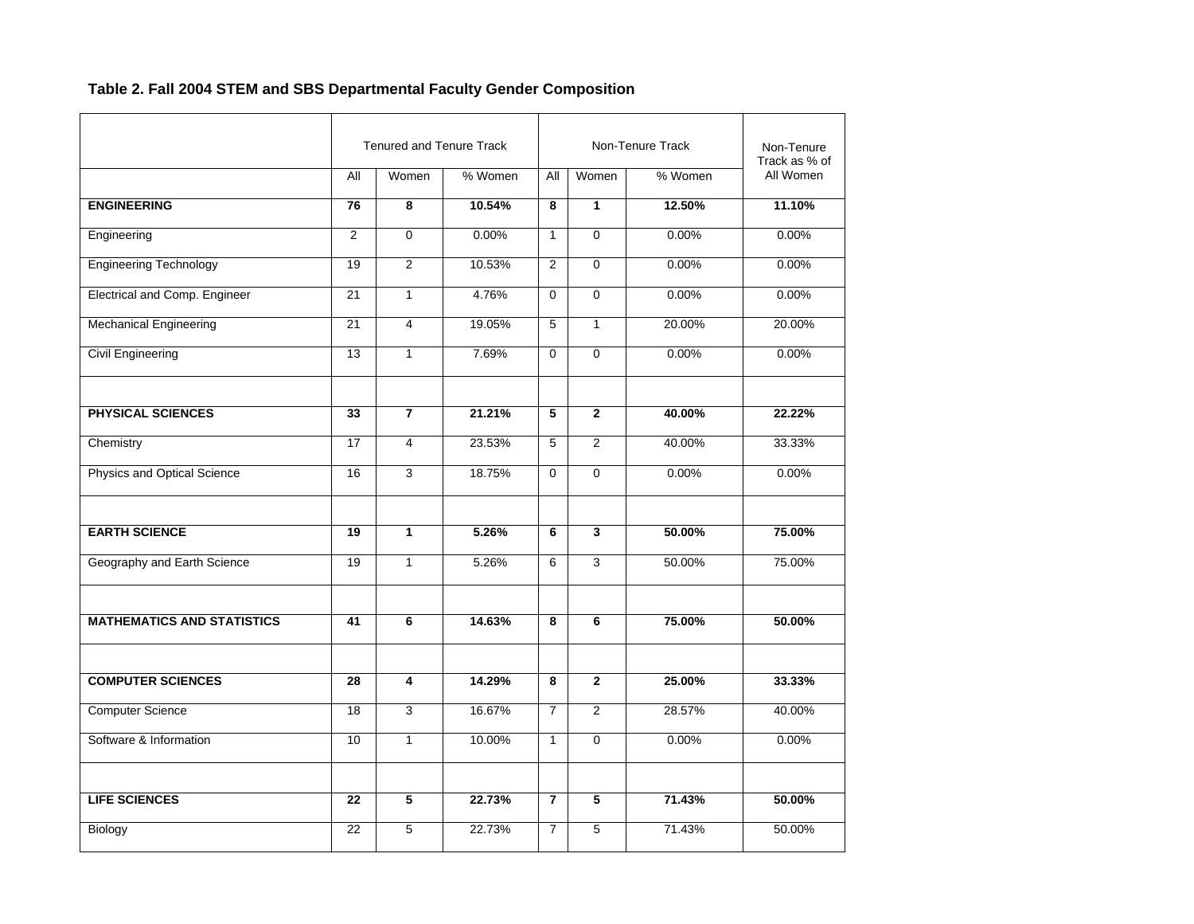**Table 2. Fall 2004 STEM and SBS Departmental Faculty Gender Composition**

| | Tenured and Tenure Track | | | Non-Tenure Track | | | Non-Tenure Track as % of All Women |
|---|---|---|---|---|---|---|---|
| | All | Women | % Women | All | Women | % Women | |
| **ENGINEERING** | **76** | **8** | **10.54%** | **8** | **1** | **12.50%** | **11.10%** |
| Engineering | 2 | 0 | 0.00% | 1 | 0 | 0.00% | 0.00% |
| Engineering Technology | 19 | 2 | 10.53% | 2 | 0 | 0.00% | 0.00% |
| Electrical and Comp. Engineer | 21 | 1 | 4.76% | 0 | 0 | 0.00% | 0.00% |
| Mechanical Engineering | 21 | 4 | 19.05% | 5 | 1 | 20.00% | 20.00% |
| Civil Engineering | 13 | 1 | 7.69% | 0 | 0 | 0.00% | 0.00% |
| | | | | | | | |
| **PHYSICAL SCIENCES** | **33** | **7** | **21.21%** | **5** | **2** | **40.00%** | **22.22%** |
| Chemistry | 17 | 4 | 23.53% | 5 | 2 | 40.00% | 33.33% |
| Physics and Optical Science | 16 | 3 | 18.75% | 0 | 0 | 0.00% | 0.00% |
| | | | | | | | |
| **EARTH SCIENCE** | **19** | **1** | **5.26%** | **6** | **3** | **50.00%** | **75.00%** |
| Geography and Earth Science | 19 | 1 | 5.26% | 6 | 3 | 50.00% | 75.00% |
| | | | | | | | |
| **MATHEMATICS AND STATISTICS** | **41** | **6** | **14.63%** | **8** | **6** | **75.00%** | **50.00%** |
| | | | | | | | |
| **COMPUTER SCIENCES** | **28** | **4** | **14.29%** | **8** | **2** | **25.00%** | **33.33%** |
| Computer Science | 18 | 3 | 16.67% | 7 | 2 | 28.57% | 40.00% |
| Software & Information | 10 | 1 | 10.00% | 1 | 0 | 0.00% | 0.00% |
| | | | | | | | |
| **LIFE SCIENCES** | **22** | **5** | **22.73%** | **7** | **5** | **71.43%** | **50.00%** |
| Biology | 22 | 5 | 22.73% | 7 | 5 | 71.43% | 50.00% |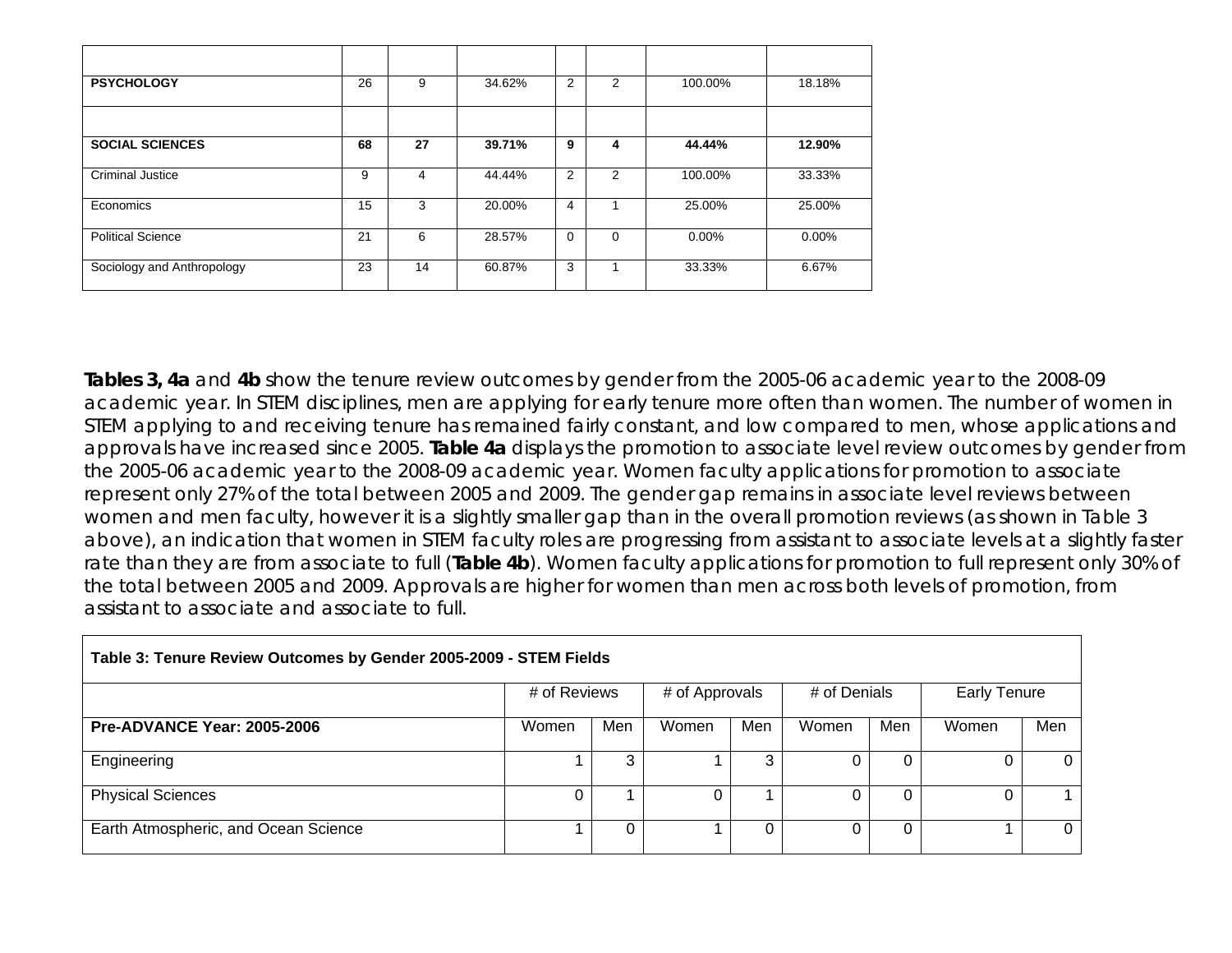| | | | | | | | |
|---|---|---|---|---|---|---|---|
| | | | | | | | |
| PSYCHOLOGY | 26 | 9 | 34.62% | 2 | 2 | 100.00% | 18.18% |
| | | | | | | | |
| **SOCIAL SCIENCES** | **68** | **27** | **39.71%** | **9** | **4** | **44.44%** | **12.90%** |
| Criminal Justice | 9 | 4 | 44.44% | 2 | 2 | 100.00% | 33.33% |
| Economics | 15 | 3 | 20.00% | 4 | 1 | 25.00% | 25.00% |
| Political Science | 21 | 6 | 28.57% | 0 | 0 | 0.00% | 0.00% |
| Sociology and Anthropology | 23 | 14 | 60.87% | 3 | 1 | 33.33% | 6.67% |

**Tables 3, 4a** and **4b** show the tenure review outcomes by gender from the 2005-06 academic year to the 2008-09 academic year. In STEM disciplines, men are applying for early tenure more often than women. The number of women in STEM applying to and receiving tenure has remained fairly constant, and low compared to men, whose applications and approvals have increased since 2005. **Table 4a** displays the promotion to associate level review outcomes by gender from the 2005-06 academic year to the 2008-09 academic year. Women faculty applications for promotion to associate represent only 27% of the total between 2005 and 2009. The gender gap remains in associate level reviews between women and men faculty, however it is a slightly smaller gap than in the overall promotion reviews (as shown in Table 3 above), an indication that women in STEM faculty roles are progressing from assistant to associate levels at a slightly faster rate than they are from associate to full (**Table 4b**). Women faculty applications for promotion to full represent only 30% of the total between 2005 and 2009. Approvals are higher for women than men across both levels of promotion, from assistant to associate and associate to full.

**Table 3: Tenure Review Outcomes by Gender 2005-2009 - STEM Fields**

| | # of Reviews | | # of Approvals | | # of Denials | | Early Tenure | |
|---|---|---|---|---|---|---|---|---|
| **Pre-ADVANCE Year: 2005-2006** | Women | Men | Women | Men | Women | Men | Women | Men |
| Engineering | 1 | 3 | 1 | 3 | 0 | 0 | 0 | 0 |
| Physical Sciences | 0 | 1 | 0 | 1 | 0 | 0 | 0 | 1 |
| Earth Atmospheric, and Ocean Science | 1 | 0 | 1 | 0 | 0 | 0 | 1 | 0 |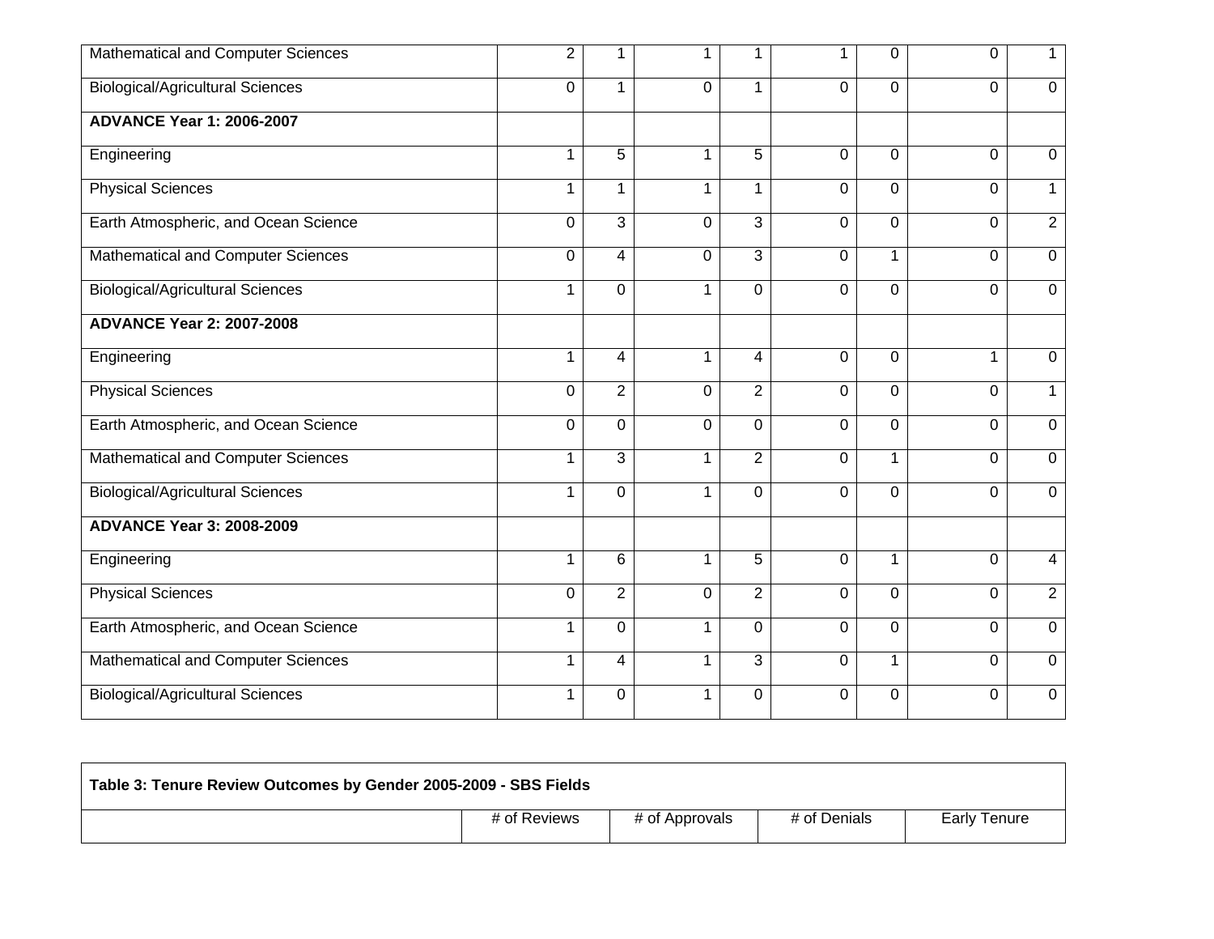| | | | | | | | | |
|---|---|---|---|---|---|---|---|---|
| Mathematical and Computer Sciences | 2 | 1 | 1 | 1 | 1 | 0 | 0 | 1 |
| Biological/Agricultural Sciences | 0 | 1 | 0 | 1 | 0 | 0 | 0 | 0 |
| **ADVANCE Year 1: 2006-2007** | | | | | | | | |
| Engineering | 1 | 5 | 1 | 5 | 0 | 0 | 0 | 0 |
| Physical Sciences | 1 | 1 | 1 | 1 | 0 | 0 | 0 | 1 |
| Earth Atmospheric, and Ocean Science | 0 | 3 | 0 | 3 | 0 | 0 | 0 | 2 |
| Mathematical and Computer Sciences | 0 | 4 | 0 | 3 | 0 | 1 | 0 | 0 |
| Biological/Agricultural Sciences | 1 | 0 | 1 | 0 | 0 | 0 | 0 | 0 |
| **ADVANCE Year 2: 2007-2008** | | | | | | | | |
| Engineering | 1 | 4 | 1 | 4 | 0 | 0 | 1 | 0 |
| Physical Sciences | 0 | 2 | 0 | 2 | 0 | 0 | 0 | 1 |
| Earth Atmospheric, and Ocean Science | 0 | 0 | 0 | 0 | 0 | 0 | 0 | 0 |
| Mathematical and Computer Sciences | 1 | 3 | 1 | 2 | 0 | 1 | 0 | 0 |
| Biological/Agricultural Sciences | 1 | 0 | 1 | 0 | 0 | 0 | 0 | 0 |
| **ADVANCE Year 3: 2008-2009** | | | | | | | | |
| Engineering | 1 | 6 | 1 | 5 | 0 | 1 | 0 | 4 |
| Physical Sciences | 0 | 2 | 0 | 2 | 0 | 0 | 0 | 2 |
| Earth Atmospheric, and Ocean Science | 1 | 0 | 1 | 0 | 0 | 0 | 0 | 0 |
| Mathematical and Computer Sciences | 1 | 4 | 1 | 3 | 0 | 1 | 0 | 0 |
| Biological/Agricultural Sciences | 1 | 0 | 1 | 0 | 0 | 0 | 0 | 0 |

| **Table 3: Tenure Review Outcomes by Gender 2005-2009 - SBS Fields** | | | | |
|---|---|---|---|---|
| | # of Reviews | # of Approvals | # of Denials | Early Tenure |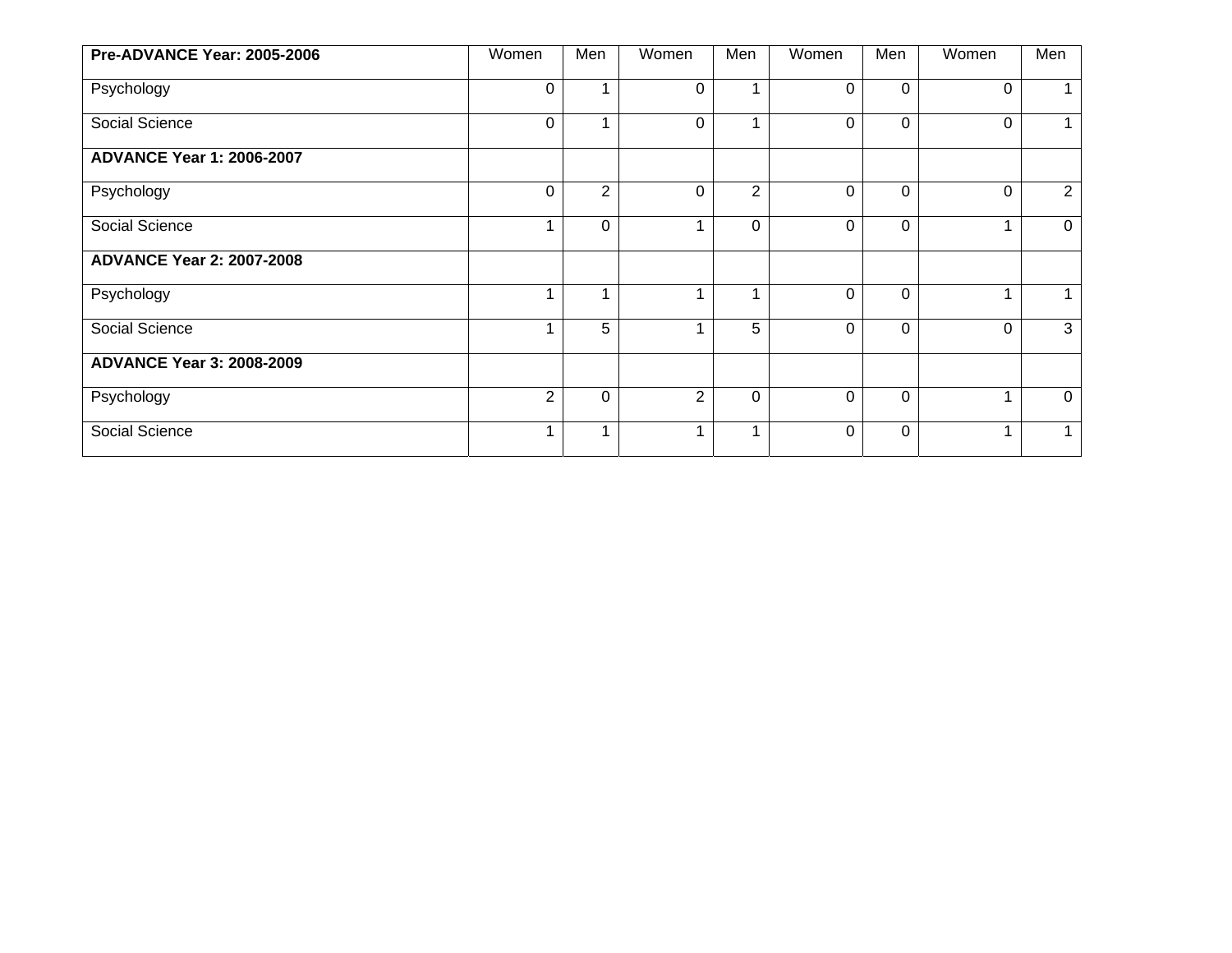| Pre-ADVANCE Year: 2005-2006 | Women | Men | Women | Men | Women | Men | Women | Men |
|---|---|---|---|---|---|---|---|---|
| Psychology | 0 | 1 | 0 | 1 | 0 | 0 | 0 | 1 |
| Social Science | 0 | 1 | 0 | 1 | 0 | 0 | 0 | 1 |
| **ADVANCE Year 1: 2006-2007** | | | | | | | | |
| Psychology | 0 | 2 | 0 | 2 | 0 | 0 | 0 | 2 |
| Social Science | 1 | 0 | 1 | 0 | 0 | 0 | 1 | 0 |
| **ADVANCE Year 2: 2007-2008** | | | | | | | | |
| Psychology | 1 | 1 | 1 | 1 | 0 | 0 | 1 | 1 |
| Social Science | 1 | 5 | 1 | 5 | 0 | 0 | 0 | 3 |
| **ADVANCE Year 3: 2008-2009** | | | | | | | | |
| Psychology | 2 | 0 | 2 | 0 | 0 | 0 | 1 | 0 |
| Social Science | 1 | 1 | 1 | 1 | 0 | 0 | 1 | 1 |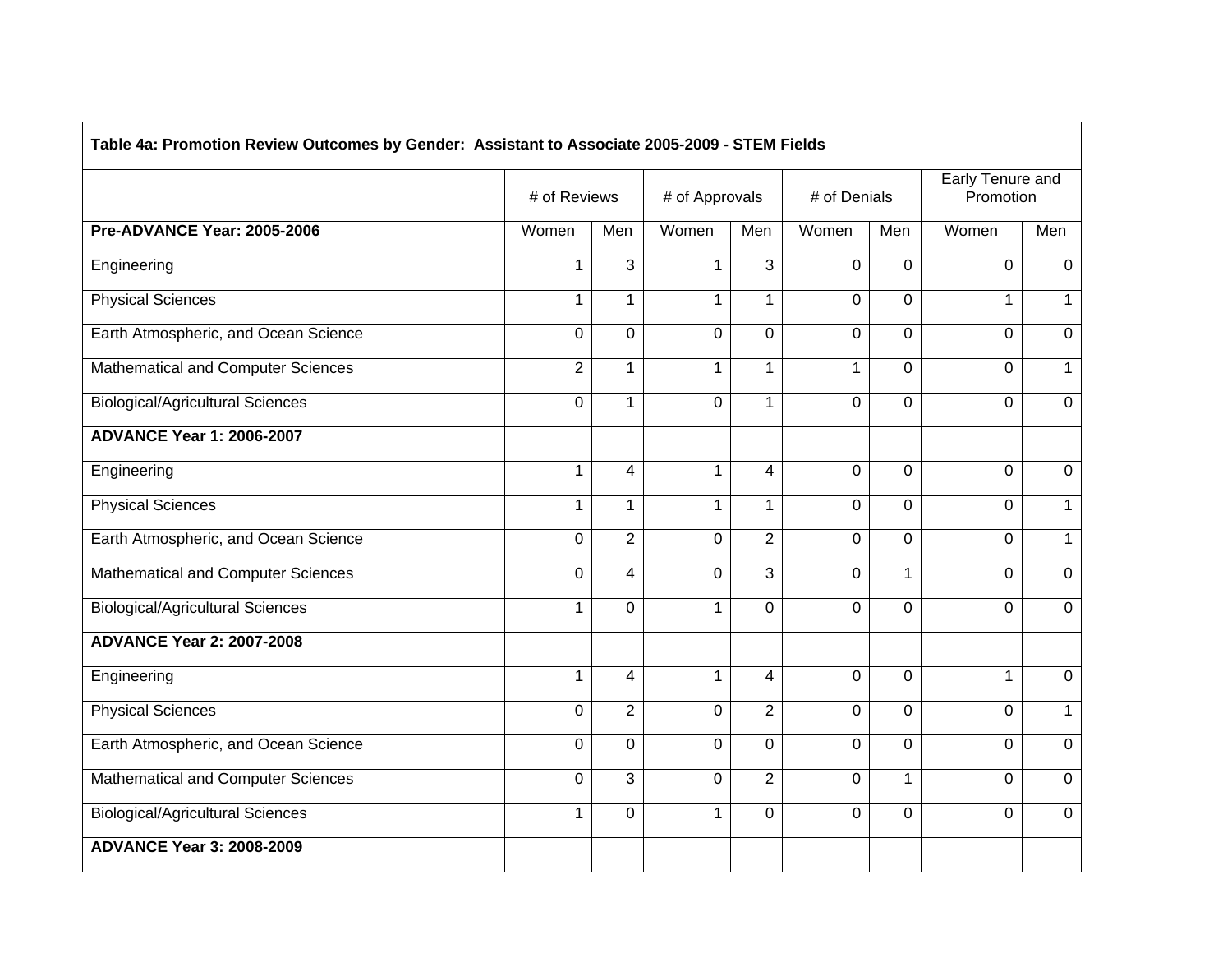| Table 4a: Promotion Review Outcomes by Gender: Assistant to Associate 2005-2009 - STEM Fields | | | | | | | | |
|---|---|---|---|---|---|---|---|---|
| | # of Reviews | | # of Approvals | | # of Denials | | Early Tenure and Promotion | |
| **Pre-ADVANCE Year: 2005-2006** | Women | Men | Women | Men | Women | Men | Women | Men |
| Engineering | 1 | 3 | 1 | 3 | 0 | 0 | 0 | 0 |
| Physical Sciences | 1 | 1 | 1 | 1 | 0 | 0 | 1 | 1 |
| Earth Atmospheric, and Ocean Science | 0 | 0 | 0 | 0 | 0 | 0 | 0 | 0 |
| Mathematical and Computer Sciences | 2 | 1 | 1 | 1 | 1 | 0 | 0 | 1 |
| Biological/Agricultural Sciences | 0 | 1 | 0 | 1 | 0 | 0 | 0 | 0 |
| **ADVANCE Year 1: 2006-2007** | | | | | | | | |
| Engineering | 1 | 4 | 1 | 4 | 0 | 0 | 0 | 0 |
| Physical Sciences | 1 | 1 | 1 | 1 | 0 | 0 | 0 | 1 |
| Earth Atmospheric, and Ocean Science | 0 | 2 | 0 | 2 | 0 | 0 | 0 | 1 |
| Mathematical and Computer Sciences | 0 | 4 | 0 | 3 | 0 | 1 | 0 | 0 |
| Biological/Agricultural Sciences | 1 | 0 | 1 | 0 | 0 | 0 | 0 | 0 |
| **ADVANCE Year 2: 2007-2008** | | | | | | | | |
| Engineering | 1 | 4 | 1 | 4 | 0 | 0 | 1 | 0 |
| Physical Sciences | 0 | 2 | 0 | 2 | 0 | 0 | 0 | 1 |
| Earth Atmospheric, and Ocean Science | 0 | 0 | 0 | 0 | 0 | 0 | 0 | 0 |
| Mathematical and Computer Sciences | 0 | 3 | 0 | 2 | 0 | 1 | 0 | 0 |
| Biological/Agricultural Sciences | 1 | 0 | 1 | 0 | 0 | 0 | 0 | 0 |
| **ADVANCE Year 3: 2008-2009** | | | | | | | | |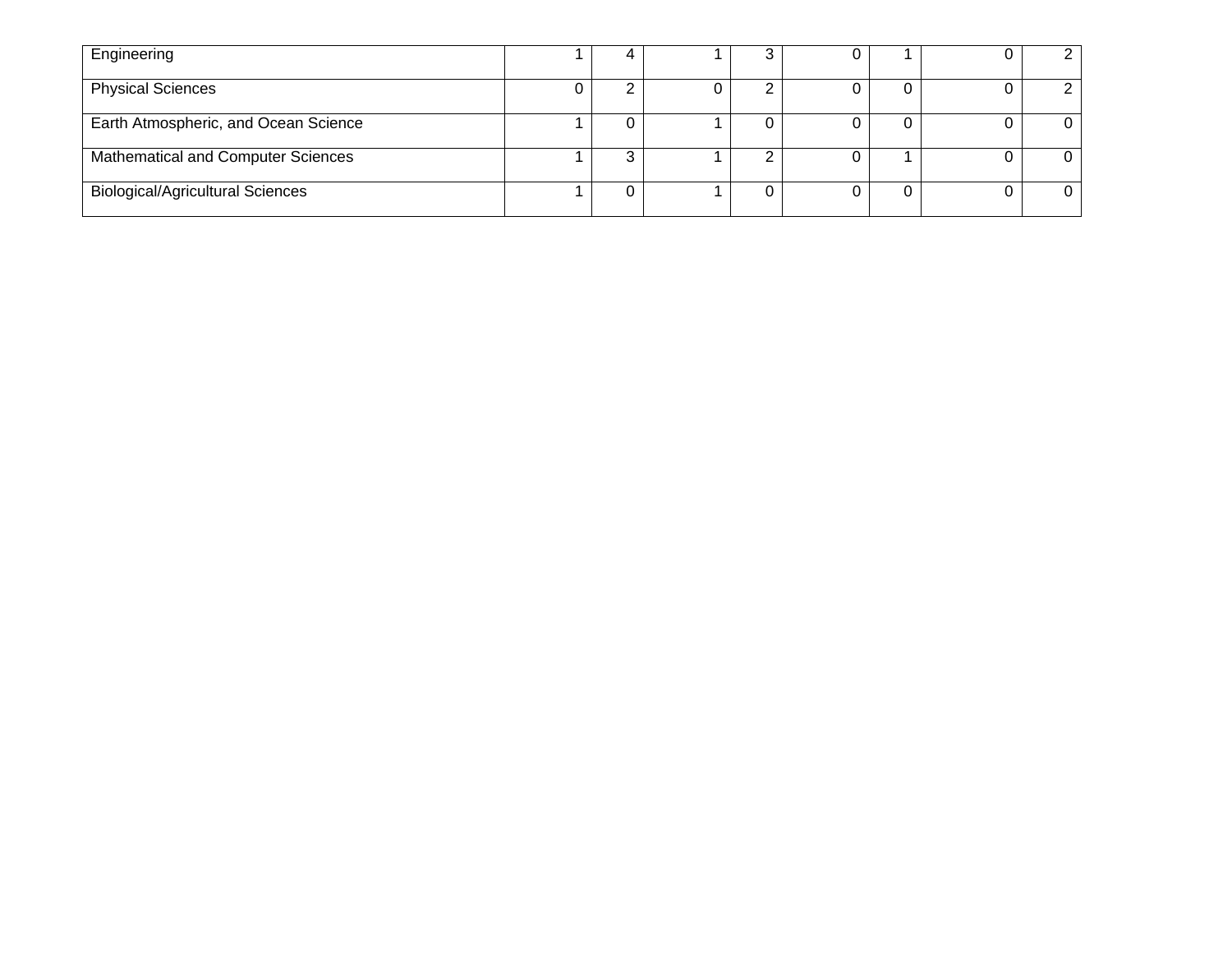| | | | | | | | | |
|---|---|---|---|---|---|---|---|---|
| Engineering | 1 | 4 | 1 | 3 | 0 | 1 | 0 | 2 |
| Physical Sciences | 0 | 2 | 0 | 2 | 0 | 0 | 0 | 2 |
| Earth Atmospheric, and Ocean Science | 1 | 0 | 1 | 0 | 0 | 0 | 0 | 0 |
| Mathematical and Computer Sciences | 1 | 3 | 1 | 2 | 0 | 1 | 0 | 0 |
| Biological/Agricultural Sciences | 1 | 0 | 1 | 0 | 0 | 0 | 0 | 0 |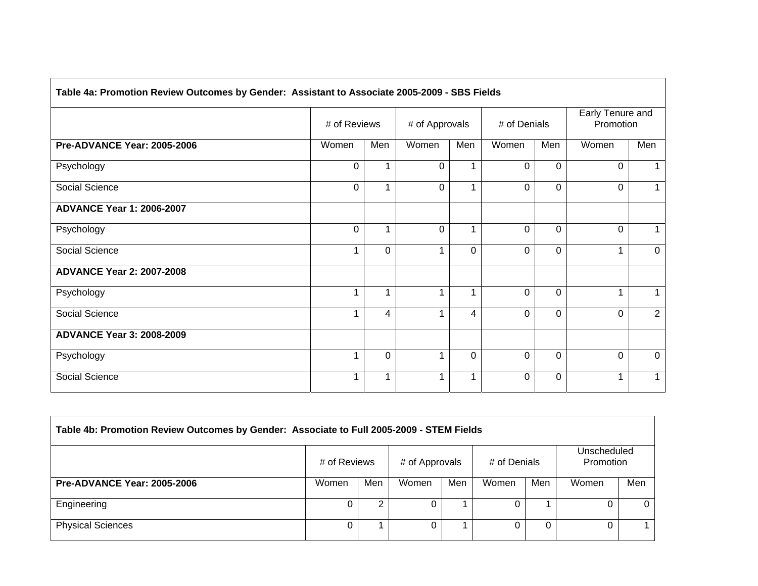| Table 4a: Promotion Review Outcomes by Gender: Assistant to Associate 2005-2009 - SBS Fields | | | | | | | | |
|---|---|---|---|---|---|---|---|---|
| | # of Reviews | | # of Approvals | | # of Denials | | Early Tenure and Promotion | |
| **Pre-ADVANCE Year: 2005-2006** | Women | Men | Women | Men | Women | Men | Women | Men |
| Psychology | 0 | 1 | 0 | 1 | 0 | 0 | 0 | 1 |
| Social Science | 0 | 1 | 0 | 1 | 0 | 0 | 0 | 1 |
| **ADVANCE Year 1: 2006-2007** | | | | | | | | |
| Psychology | 0 | 1 | 0 | 1 | 0 | 0 | 0 | 1 |
| Social Science | 1 | 0 | 1 | 0 | 0 | 0 | 1 | 0 |
| **ADVANCE Year 2: 2007-2008** | | | | | | | | |
| Psychology | 1 | 1 | 1 | 1 | 0 | 0 | 1 | 1 |
| Social Science | 1 | 4 | 1 | 4 | 0 | 0 | 0 | 2 |
| **ADVANCE Year 3: 2008-2009** | | | | | | | | |
| Psychology | 1 | 0 | 1 | 0 | 0 | 0 | 0 | 0 |
| Social Science | 1 | 1 | 1 | 1 | 0 | 0 | 1 | 1 |

| Table 4b: Promotion Review Outcomes by Gender: Associate to Full 2005-2009 - STEM Fields | | | | | | | | |
|---|---|---|---|---|---|---|---|---|
| | # of Reviews | | # of Approvals | | # of Denials | | Unscheduled Promotion | |
| **Pre-ADVANCE Year: 2005-2006** | Women | Men | Women | Men | Women | Men | Women | Men |
| Engineering | 0 | 2 | 0 | 1 | 0 | 1 | 0 | 0 |
| Physical Sciences | 0 | 1 | 0 | 1 | 0 | 0 | 0 | 1 |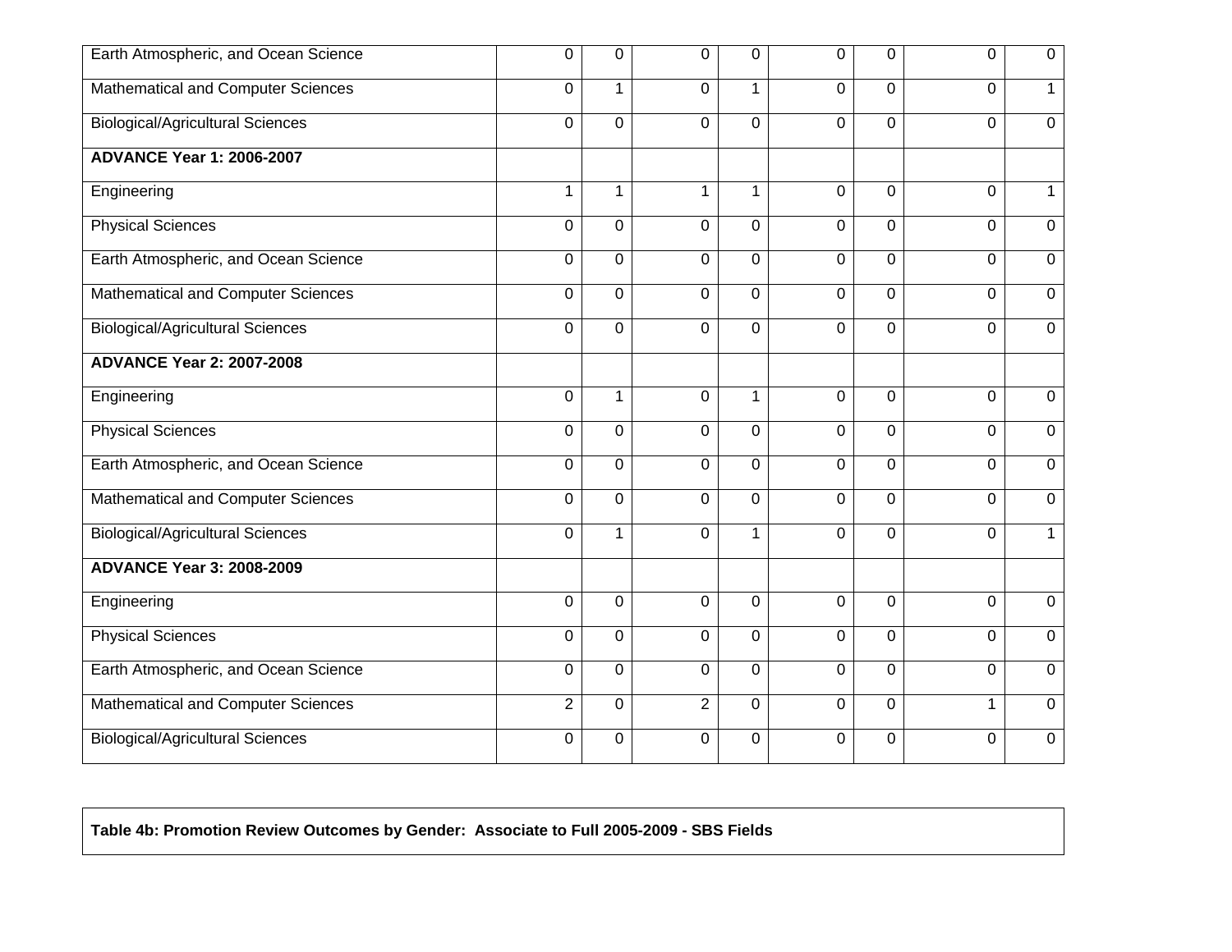| | | | | | | | | |
|---|---|---|---|---|---|---|---|---|
| Earth Atmospheric, and Ocean Science | 0 | 0 | 0 | 0 | 0 | 0 | 0 | 0 |
| Mathematical and Computer Sciences | 0 | 1 | 0 | 1 | 0 | 0 | 0 | 1 |
| Biological/Agricultural Sciences | 0 | 0 | 0 | 0 | 0 | 0 | 0 | 0 |
| **ADVANCE Year 1: 2006-2007** | | | | | | | | |
| Engineering | 1 | 1 | 1 | 1 | 0 | 0 | 0 | 1 |
| Physical Sciences | 0 | 0 | 0 | 0 | 0 | 0 | 0 | 0 |
| Earth Atmospheric, and Ocean Science | 0 | 0 | 0 | 0 | 0 | 0 | 0 | 0 |
| Mathematical and Computer Sciences | 0 | 0 | 0 | 0 | 0 | 0 | 0 | 0 |
| Biological/Agricultural Sciences | 0 | 0 | 0 | 0 | 0 | 0 | 0 | 0 |
| **ADVANCE Year 2: 2007-2008** | | | | | | | | |
| Engineering | 0 | 1 | 0 | 1 | 0 | 0 | 0 | 0 |
| Physical Sciences | 0 | 0 | 0 | 0 | 0 | 0 | 0 | 0 |
| Earth Atmospheric, and Ocean Science | 0 | 0 | 0 | 0 | 0 | 0 | 0 | 0 |
| Mathematical and Computer Sciences | 0 | 0 | 0 | 0 | 0 | 0 | 0 | 0 |
| Biological/Agricultural Sciences | 0 | 1 | 0 | 1 | 0 | 0 | 0 | 1 |
| **ADVANCE Year 3: 2008-2009** | | | | | | | | |
| Engineering | 0 | 0 | 0 | 0 | 0 | 0 | 0 | 0 |
| Physical Sciences | 0 | 0 | 0 | 0 | 0 | 0 | 0 | 0 |
| Earth Atmospheric, and Ocean Science | 0 | 0 | 0 | 0 | 0 | 0 | 0 | 0 |
| Mathematical and Computer Sciences | 2 | 0 | 2 | 0 | 0 | 0 | 1 | 0 |
| Biological/Agricultural Sciences | 0 | 0 | 0 | 0 | 0 | 0 | 0 | 0 |

**Table 4b: Promotion Review Outcomes by Gender: Associate to Full 2005-2009 - SBS Fields**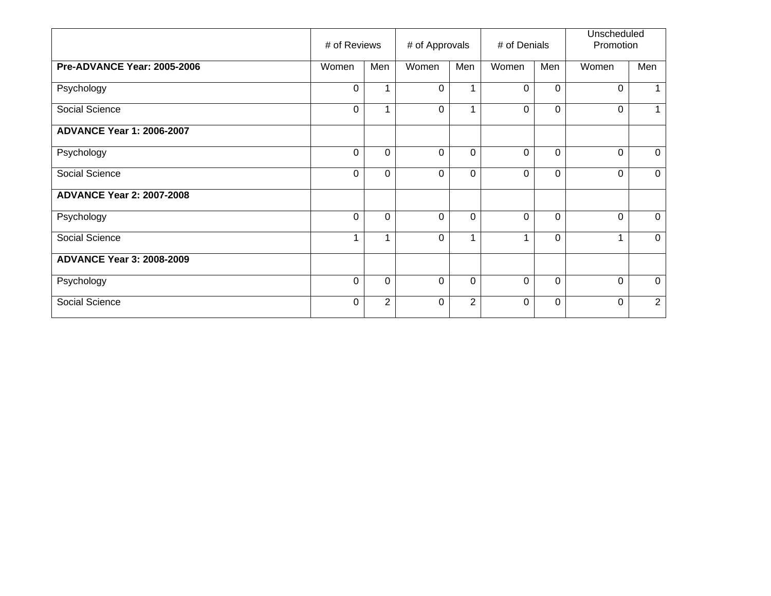| | # of Reviews | | # of Approvals | | # of Denials | | Unscheduled Promotion | |
|---|---|---|---|---|---|---|---|---|
| **Pre-ADVANCE Year: 2005-2006** | Women | Men | Women | Men | Women | Men | Women | Men |
| Psychology | 0 | 1 | 0 | 1 | 0 | 0 | 0 | 1 |
| Social Science | 0 | 1 | 0 | 1 | 0 | 0 | 0 | 1 |
| **ADVANCE Year 1: 2006-2007** | | | | | | | | |
| Psychology | 0 | 0 | 0 | 0 | 0 | 0 | 0 | 0 |
| Social Science | 0 | 0 | 0 | 0 | 0 | 0 | 0 | 0 |
| **ADVANCE Year 2: 2007-2008** | | | | | | | | |
| Psychology | 0 | 0 | 0 | 0 | 0 | 0 | 0 | 0 |
| Social Science | 1 | 1 | 0 | 1 | 1 | 0 | 1 | 0 |
| **ADVANCE Year 3: 2008-2009** | | | | | | | | |
| Psychology | 0 | 0 | 0 | 0 | 0 | 0 | 0 | 0 |
| Social Science | 0 | 2 | 0 | 2 | 0 | 0 | 0 | 2 |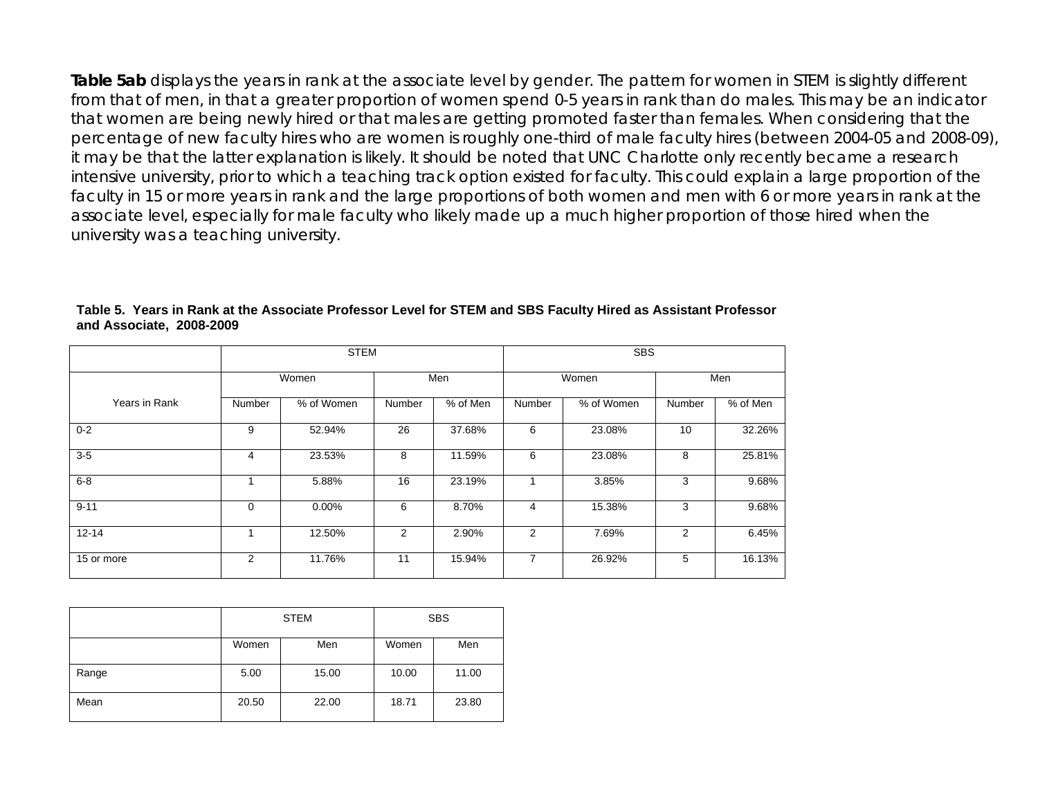**Table 5ab** displays the years in rank at the associate level by gender. The pattern for women in STEM is slightly different from that of men, in that a greater proportion of women spend 0-5 years in rank than do males. This may be an indicator that women are being newly hired or that males are getting promoted faster than females. When considering that the percentage of new faculty hires who are women is roughly one-third of male faculty hires (between 2004-05 and 2008-09), it may be that the latter explanation is likely. It should be noted that UNC Charlotte only recently became a research intensive university, prior to which a teaching track option existed for faculty. This could explain a large proportion of the faculty in 15 or more years in rank and the large proportions of both women and men with 6 or more years in rank at the associate level, especially for male faculty who likely made up a much higher proportion of those hired when the university was a teaching university.

**Table 5. Years in Rank at the Associate Professor Level for STEM and SBS Faculty Hired as Assistant Professor and Associate, 2008-2009**

| | STEM | | | | SBS | | | |
|---|---|---|---|---|---|---|---|---|
| | Women | | Men | | Women | | Men | |
| Years in Rank | Number | % of Women | Number | % of Men | Number | % of Women | Number | % of Men |
| 0-2 | 9 | 52.94% | 26 | 37.68% | 6 | 23.08% | 10 | 32.26% |
| 3-5 | 4 | 23.53% | 8 | 11.59% | 6 | 23.08% | 8 | 25.81% |
| 6-8 | 1 | 5.88% | 16 | 23.19% | 1 | 3.85% | 3 | 9.68% |
| 9-11 | 0 | 0.00% | 6 | 8.70% | 4 | 15.38% | 3 | 9.68% |
| 12-14 | 1 | 12.50% | 2 | 2.90% | 2 | 7.69% | 2 | 6.45% |
| 15 or more | 2 | 11.76% | 11 | 15.94% | 7 | 26.92% | 5 | 16.13% |

| | STEM | | SBS | |
|---|---|---|---|---|
| | Women | Men | Women | Men |
| Range | 5.00 | 15.00 | 10.00 | 11.00 |
| Mean | 20.50 | 22.00 | 18.71 | 23.80 |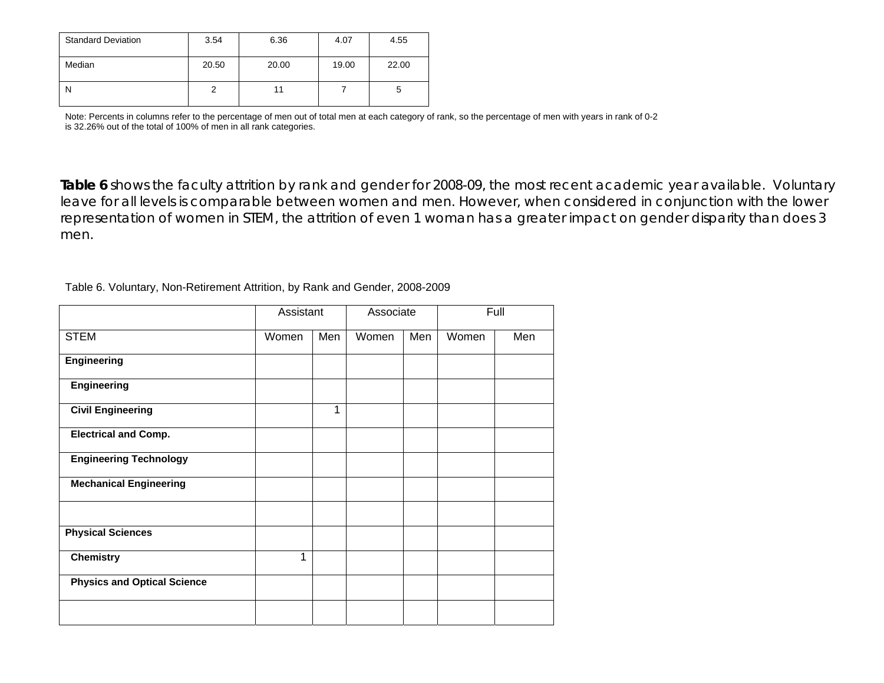| Standard Deviation | 3.54 | 6.36 | 4.07 | 4.55 |
|---|---|---|---|---|
| Median | 20.50 | 20.00 | 19.00 | 22.00 |
| N | 2 | 11 | 7 | 5 |

Note: Percents in columns refer to the percentage of men out of total men at each category of rank, so the percentage of men with years in rank of 0-2 is 32.26% out of the total of 100% of men in all rank categories.

**Table 6** shows the faculty attrition by rank and gender for 2008-09, the most recent academic year available. Voluntary leave for all levels is comparable between women and men. However, when considered in conjunction with the lower representation of women in STEM, the attrition of even 1 woman has a greater impact on gender disparity than does 3 men.

Table 6. Voluntary, Non-Retirement Attrition, by Rank and Gender, 2008-2009

| | Assistant | | Associate | | Full | |
|---|---|---|---|---|---|---|
| STEM | Women | Men | Women | Men | Women | Men |
| **Engineering** | | | | | | |
| **Engineering** | | | | | | |
| **Civil Engineering** | | 1 | | | | |
| **Electrical and Comp.** | | | | | | |
| **Engineering Technology** | | | | | | |
| **Mechanical Engineering** | | | | | | |
| | | | | | | |
| **Physical Sciences** | | | | | | |
| **Chemistry** | 1 | | | | | |
| **Physics and Optical Science** | | | | | | |
| | | | | | | |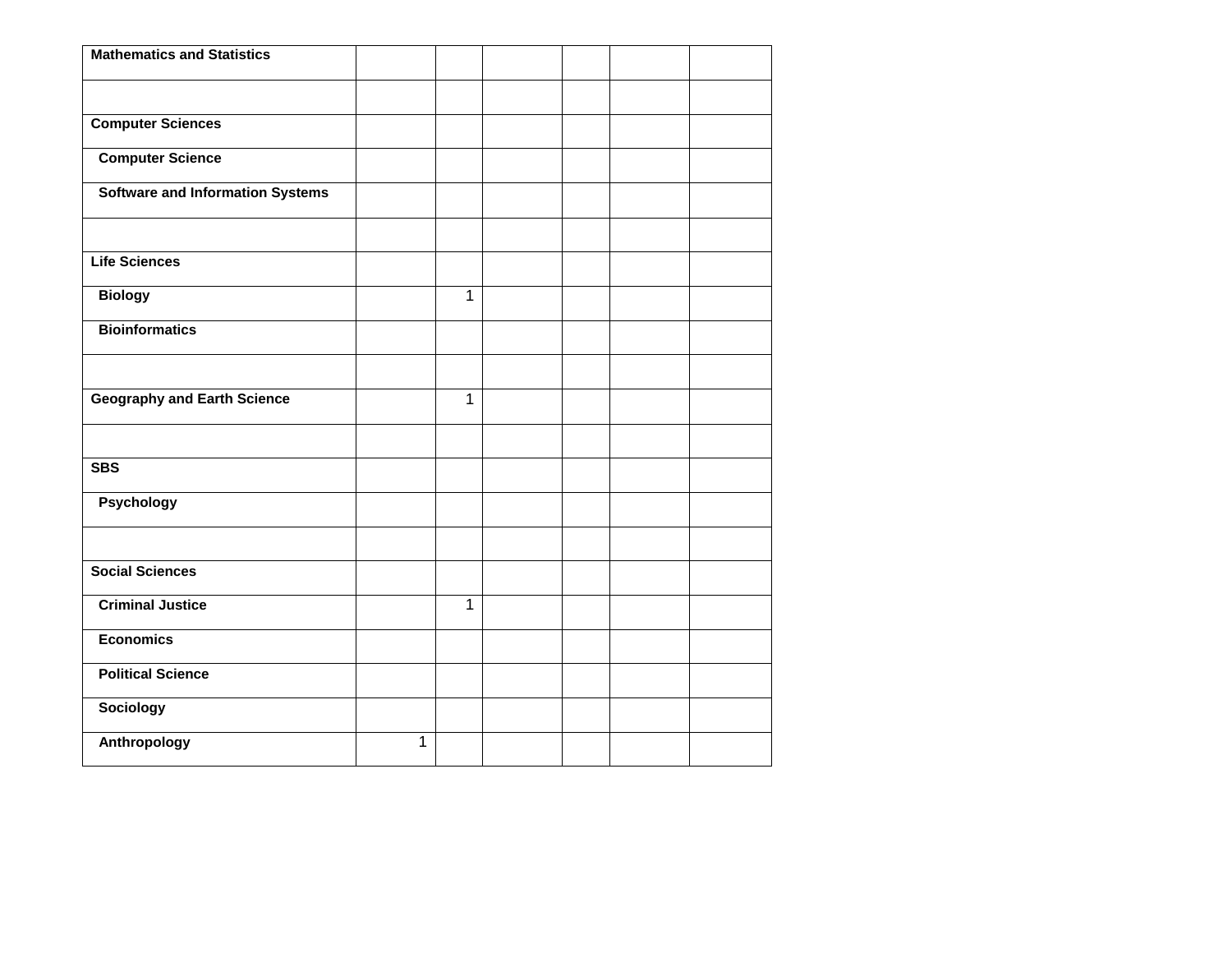| | | | | | | |
|---|---|---|---|---|---|---|
| **Mathematics and Statistics** | | | | | | |
| | | | | | | |
| **Computer Sciences** | | | | | | |
| **Computer Science** | | | | | | |
| **Software and Information Systems** | | | | | | |
| | | | | | | |
| **Life Sciences** | | | | | | |
| **Biology** | | 1 | | | | |
| **Bioinformatics** | | | | | | |
| | | | | | | |
| **Geography and Earth Science** | | 1 | | | | |
| | | | | | | |
| **SBS** | | | | | | |
| **Psychology** | | | | | | |
| | | | | | | |
| **Social Sciences** | | | | | | |
| **Criminal Justice** | | 1 | | | | |
| **Economics** | | | | | | |
| **Political Science** | | | | | | |
| **Sociology** | | | | | | |
| **Anthropology** | 1 | | | | | |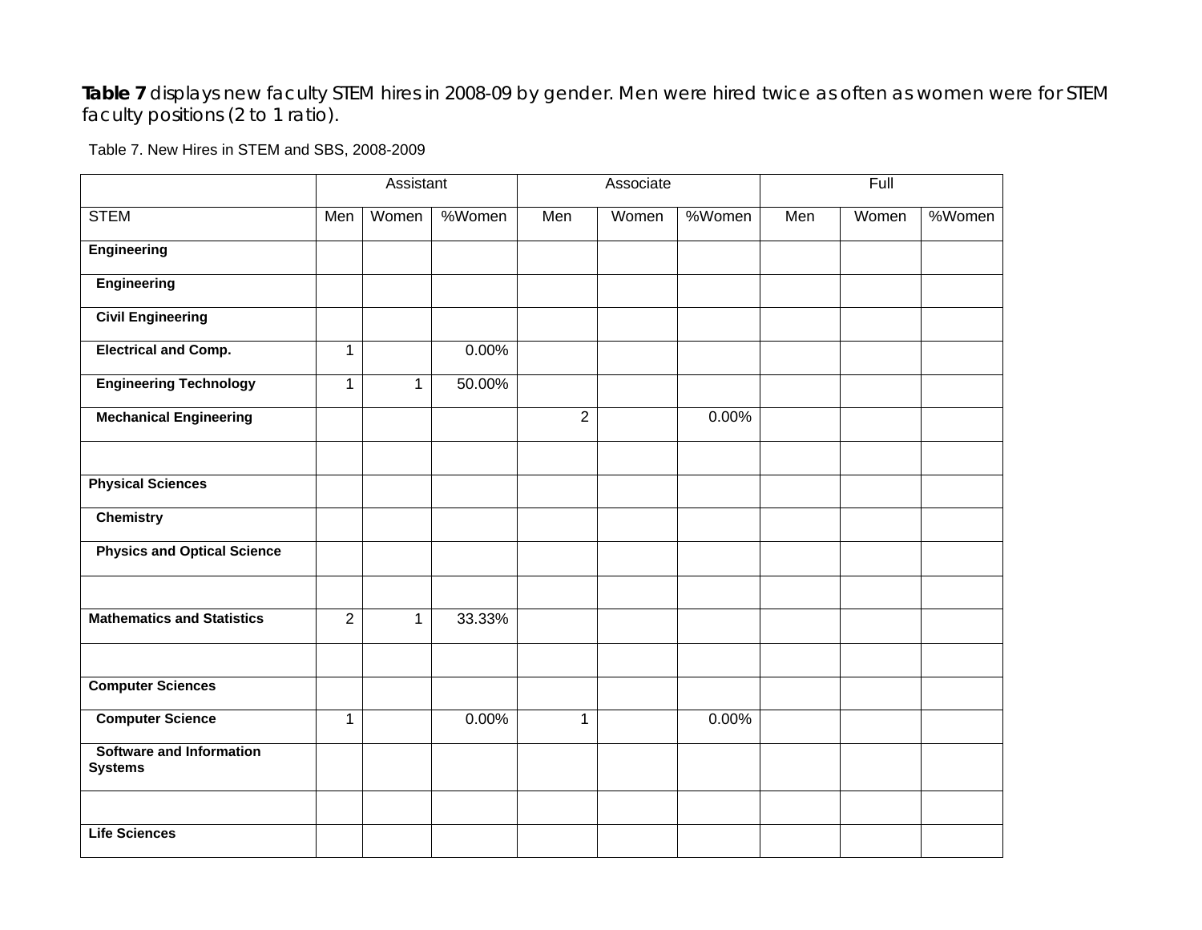**Table 7** displays new faculty STEM hires in 2008-09 by gender. Men were hired twice as often as women were for STEM faculty positions (2 to 1 ratio).

Table 7. New Hires in STEM and SBS, 2008-2009

| | Assistant | | | Associate | | | Full | | |
|---|---|---|---|---|---|---|---|---|---|
| STEM | Men | Women | %Women | Men | Women | %Women | Men | Women | %Women |
| **Engineering** | | | | | | | | | |
| **Engineering** | | | | | | | | | |
| **Civil Engineering** | | | | | | | | | |
| **Electrical and Comp.** | 1 | | 0.00% | | | | | | |
| **Engineering Technology** | 1 | 1 | 50.00% | | | | | | |
| **Mechanical Engineering** | | | | 2 | | 0.00% | | | |
| | | | | | | | | | |
| **Physical Sciences** | | | | | | | | | |
| **Chemistry** | | | | | | | | | |
| **Physics and Optical Science** | | | | | | | | | |
| | | | | | | | | | |
| **Mathematics and Statistics** | 2 | 1 | 33.33% | | | | | | |
| | | | | | | | | | |
| **Computer Sciences** | | | | | | | | | |
| **Computer Science** | 1 | | 0.00% | 1 | | 0.00% | | | |
| **Software and Information Systems** | | | | | | | | | |
| | | | | | | | | | |
| **Life Sciences** | | | | | | | | | |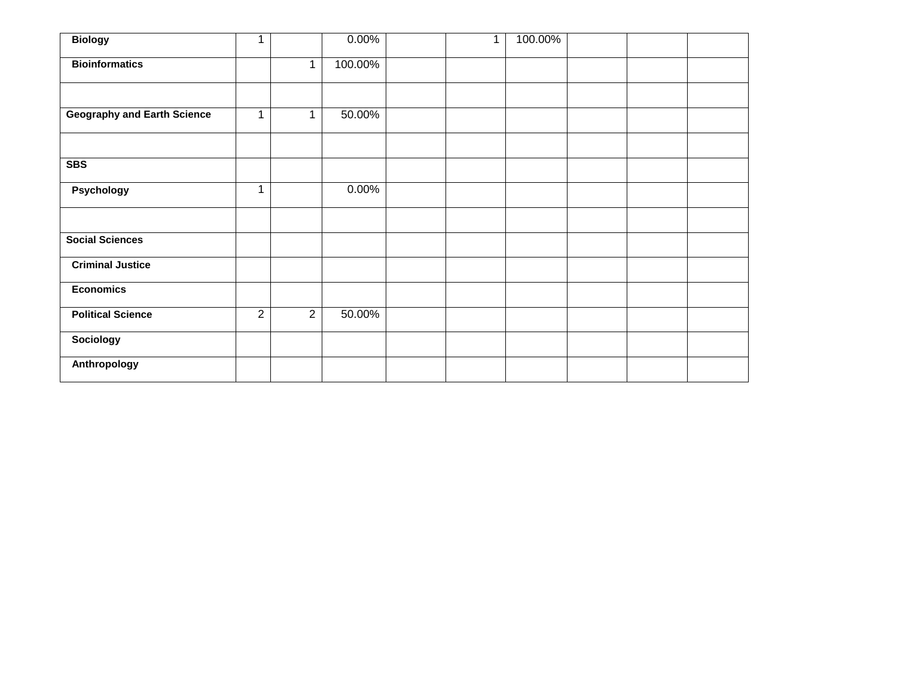| | | | | | | | | | | |
|---|---|---|---|---|---|---|---|---|---|---|
| **Biology** | 1 | | 0.00% | | 1 | 100.00% | | | |
| **Bioinformatics** | | 1 | 100.00% | | | | | | |
| | | | | | | | | | |
| **Geography and Earth Science** | 1 | 1 | 50.00% | | | | | | |
| | | | | | | | | | |
| **SBS** | | | | | | | | | |
| **Psychology** | 1 | | 0.00% | | | | | | |
| | | | | | | | | | |
| **Social Sciences** | | | | | | | | | |
| **Criminal Justice** | | | | | | | | | |
| **Economics** | | | | | | | | | |
| **Political Science** | 2 | 2 | 50.00% | | | | | | |
| **Sociology** | | | | | | | | | |
| **Anthropology** | | | | | | | | | |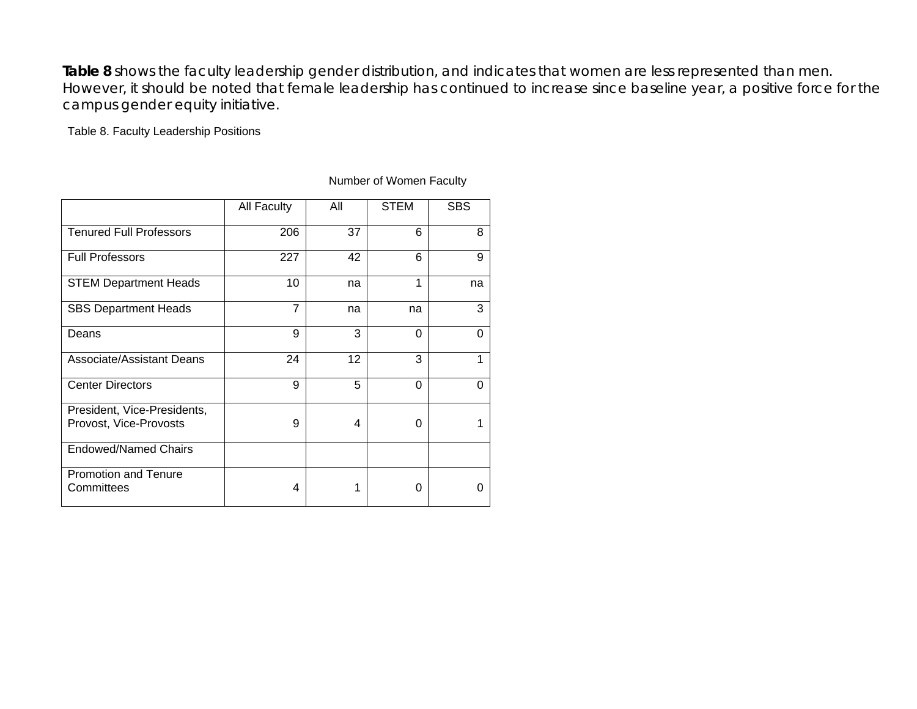**Table 8** shows the faculty leadership gender distribution, and indicates that women are less represented than men. However, it should be noted that female leadership has continued to increase since baseline year, a positive force for the campus gender equity initiative.

Table 8. Faculty Leadership Positions

| | | Number of Women Faculty | | |
|---|---|---|---|---|
| | All Faculty | All | STEM | SBS |
| Tenured Full Professors | 206 | 37 | 6 | 8 |
| Full Professors | 227 | 42 | 6 | 9 |
| STEM Department Heads | 10 | na | 1 | na |
| SBS Department Heads | 7 | na | na | 3 |
| Deans | 9 | 3 | 0 | 0 |
| Associate/Assistant Deans | 24 | 12 | 3 | 1 |
| Center Directors | 9 | 5 | 0 | 0 |
| President, Vice-Presidents, Provost, Vice-Provosts | 9 | 4 | 0 | 1 |
| Endowed/Named Chairs | | | | |
| Promotion and Tenure Committees | 4 | 1 | 0 | 0 |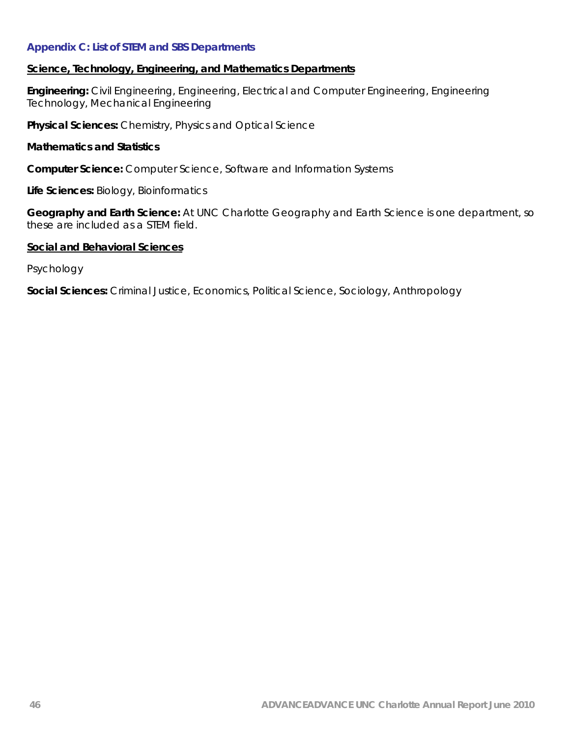## Appendix C: List of STEM and SBS Departments

**Science, Technology, Engineering, and Mathematics Departments**

**Engineering:** Civil Engineering, Engineering, Electrical and Computer Engineering, Engineering Technology, Mechanical Engineering

**Physical Sciences:** Chemistry, Physics and Optical Science

**Mathematics and Statistics**

**Computer Science:** Computer Science, Software and Information Systems

**Life Sciences:** Biology, Bioinformatics

**Geography and Earth Science:** At UNC Charlotte Geography and Earth Science is one department, so these are included as a STEM field.

**Social and Behavioral Sciences**

Psychology

**Social Sciences:** Criminal Justice, Economics, Political Science, Sociology, Anthropology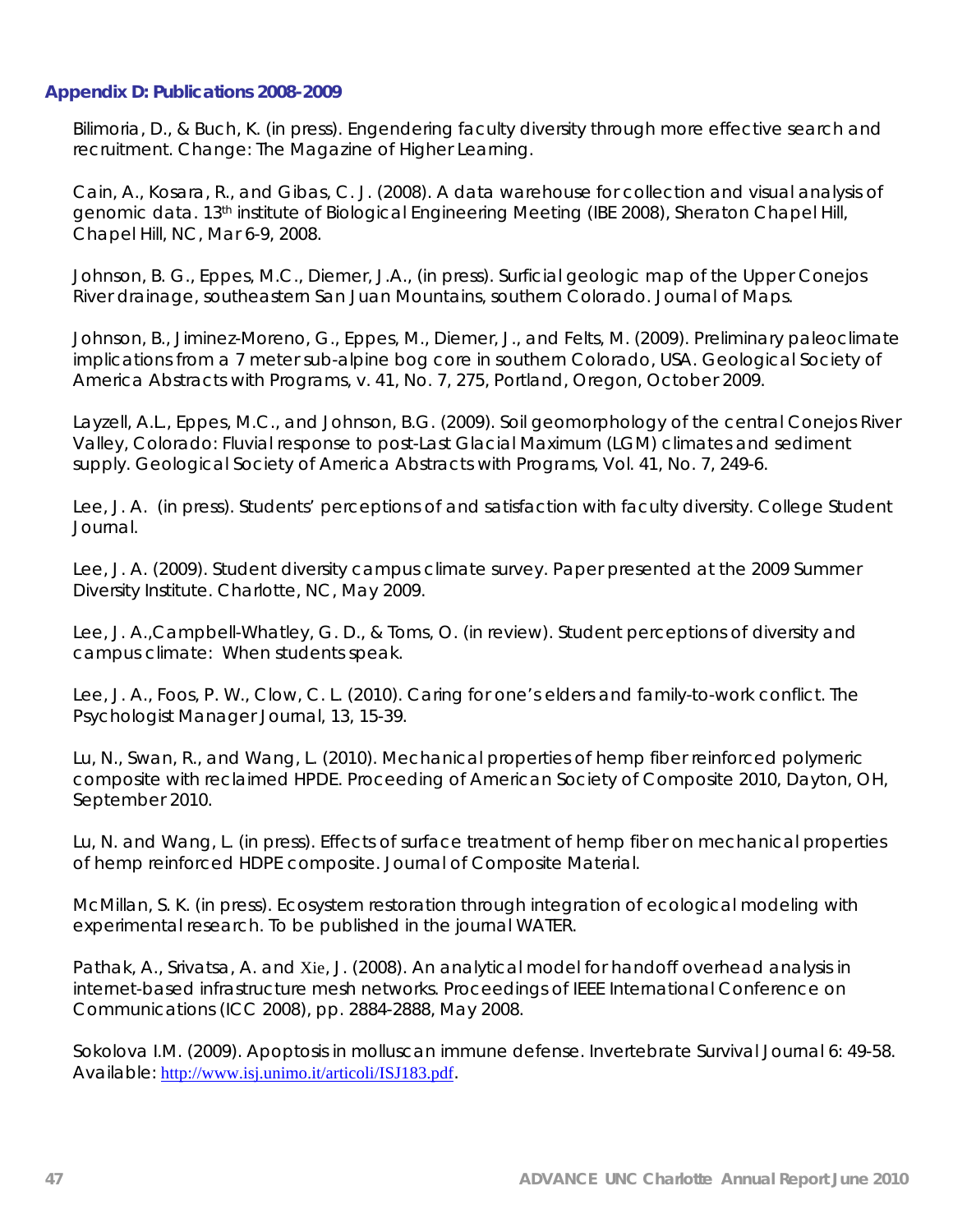### Appendix D: Publications 2008-2009

Bilimoria, D., & Buch, K. (in press). Engendering faculty diversity through more effective search and recruitment. Change: The Magazine of Higher Learning.

Cain, A., Kosara, R., and Gibas, C. J. (2008). A data warehouse for collection and visual analysis of genomic data. 13th institute of Biological Engineering Meeting (IBE 2008), Sheraton Chapel Hill, Chapel Hill, NC, Mar 6-9, 2008.

Johnson, B. G., Eppes, M.C., Diemer, J.A., (in press). Surficial geologic map of the Upper Conejos River drainage, southeastern San Juan Mountains, southern Colorado. Journal of Maps.

Johnson, B., Jiminez-Moreno, G., Eppes, M., Diemer, J., and Felts, M. (2009). Preliminary paleoclimate implications from a 7 meter sub-alpine bog core in southern Colorado, USA. Geological Society of America Abstracts with Programs, v. 41, No. 7, 275, Portland, Oregon, October 2009.

Layzell, A.L., Eppes, M.C., and Johnson, B.G. (2009). Soil geomorphology of the central Conejos River Valley, Colorado: Fluvial response to post-Last Glacial Maximum (LGM) climates and sediment supply. Geological Society of America Abstracts with Programs, Vol. 41, No. 7, 249-6.

Lee, J. A. (in press). Students' perceptions of and satisfaction with faculty diversity. College Student Journal.

Lee, J. A. (2009). Student diversity campus climate survey. Paper presented at the 2009 Summer Diversity Institute. Charlotte, NC, May 2009.

Lee, J. A.,Campbell-Whatley, G. D., & Toms, O. (in review). Student perceptions of diversity and campus climate: When students speak.

Lee, J. A., Foos, P. W., Clow, C. L. (2010). Caring for one's elders and family-to-work conflict. The Psychologist Manager Journal, 13, 15-39.

Lu, N., Swan, R., and Wang, L. (2010). Mechanical properties of hemp fiber reinforced polymeric composite with reclaimed HPDE. Proceeding of American Society of Composite 2010, Dayton, OH, September 2010.

Lu, N. and Wang, L. (in press). Effects of surface treatment of hemp fiber on mechanical properties of hemp reinforced HDPE composite. Journal of Composite Material.

McMillan, S. K. (in press). Ecosystem restoration through integration of ecological modeling with experimental research. To be published in the journal WATER.

Pathak, A., Srivatsa, A. and Xie, J. (2008). An analytical model for handoff overhead analysis in internet-based infrastructure mesh networks. Proceedings of IEEE International Conference on Communications (ICC 2008), pp. 2884-2888, May 2008.

Sokolova I.M. (2009). Apoptosis in molluscan immune defense. Invertebrate Survival Journal 6: 49-58. Available: http://www.isj.unimo.it/articoli/ISJ183.pdf.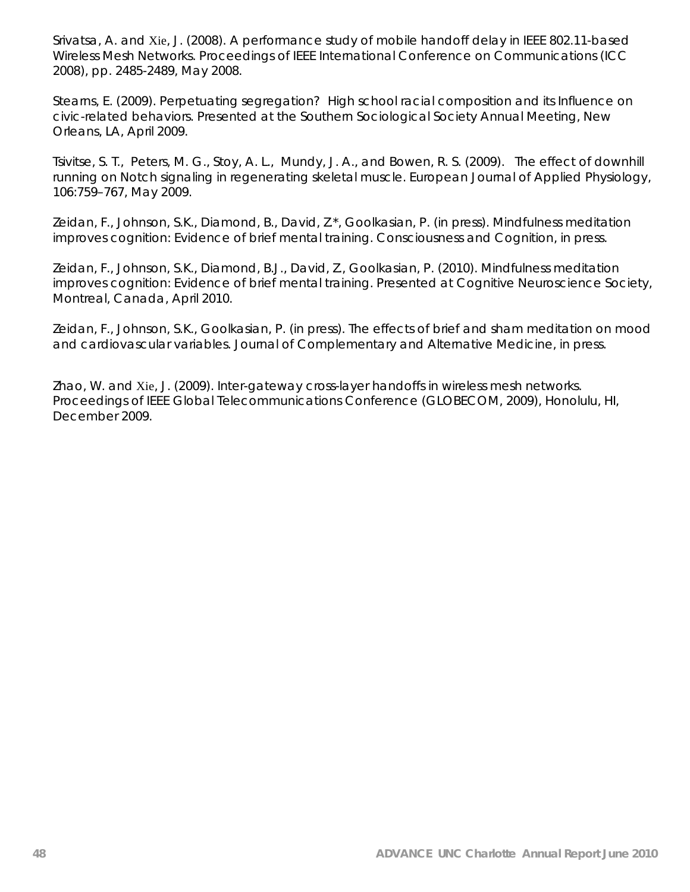Srivatsa, A. and Xie, J. (2008). A performance study of mobile handoff delay in IEEE 802.11-based Wireless Mesh Networks. Proceedings of IEEE International Conference on Communications (ICC 2008), pp. 2485-2489, May 2008.

Stearns, E. (2009). Perpetuating segregation? High school racial composition and its Influence on civic-related behaviors. Presented at the Southern Sociological Society Annual Meeting, New Orleans, LA, April 2009.

Tsivitse, S. T., Peters, M. G., Stoy, A. L., Mundy, J. A., and Bowen, R. S. (2009). The effect of downhill running on Notch signaling in regenerating skeletal muscle. European Journal of Applied Physiology, 106:759–767, May 2009.

Zeidan, F., Johnson, S.K., Diamond, B., David, Z.*, Goolkasian, P. (in press). Mindfulness meditation improves cognition: Evidence of brief mental training. Consciousness and Cognition, in press.

Zeidan, F., Johnson, S.K., Diamond, B.J., David, Z., Goolkasian, P. (2010). Mindfulness meditation improves cognition: Evidence of brief mental training. Presented at Cognitive Neuroscience Society, Montreal, Canada, April 2010.

Zeidan, F., Johnson, S.K., Goolkasian, P. (in press). The effects of brief and sham meditation on mood and cardiovascular variables. Journal of Complementary and Alternative Medicine, in press.

Zhao, W. and Xie, J. (2009). Inter-gateway cross-layer handoffs in wireless mesh networks. Proceedings of IEEE Global Telecommunications Conference (GLOBECOM, 2009), Honolulu, HI, December 2009.